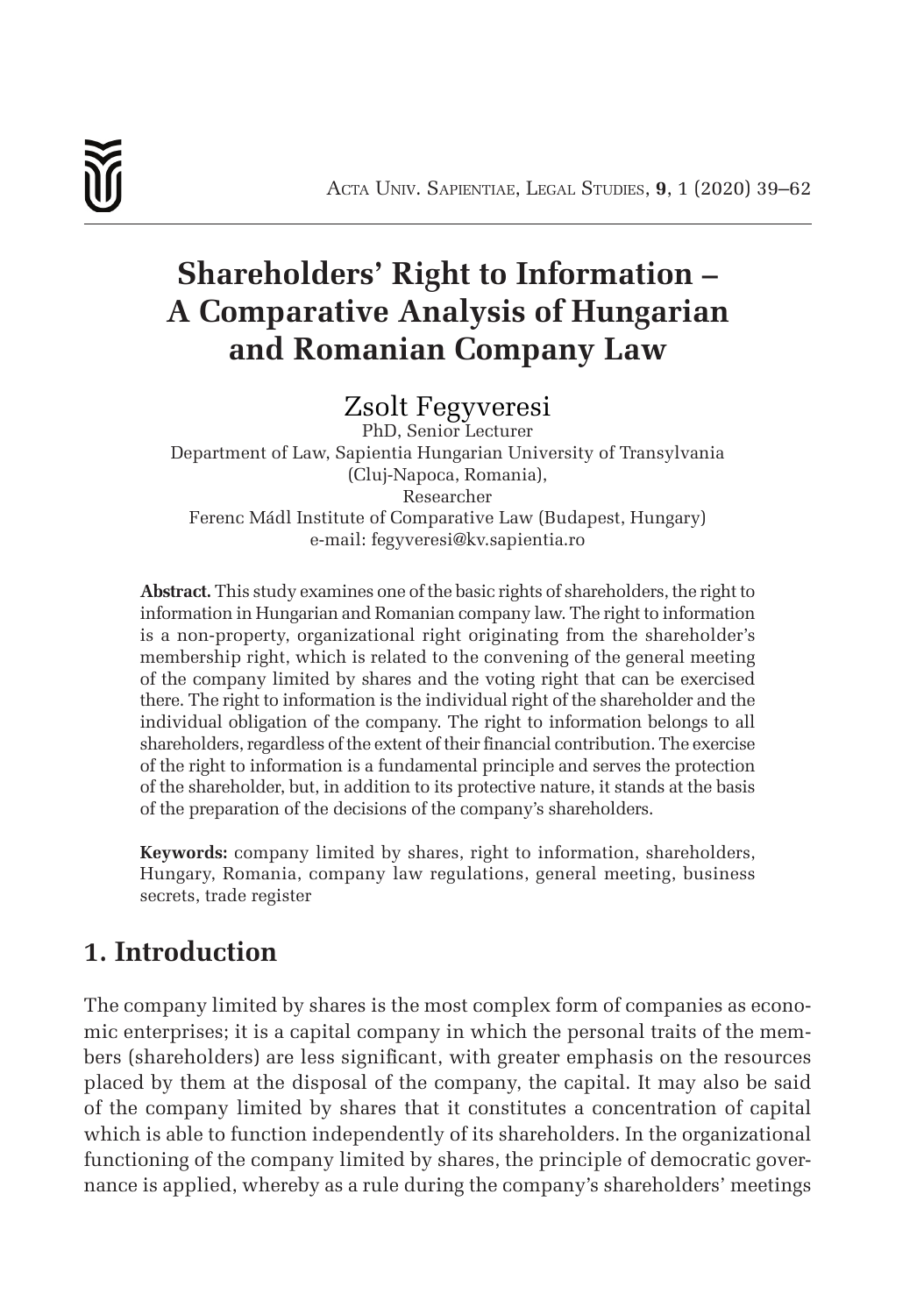# Shareholders' Right to Information – A Comparative Analysis of Hungarian and Romanian Company Law

Zsolt Fegyveresi

PhD, Senior Lecturer
Department of Law, Sapientia Hungarian University of Transylvania
(Cluj-Napoca, Romania),
Researcher
Ferenc Mádl Institute of Comparative Law (Budapest, Hungary)
e-mail: fegyveresi@kv.sapientia.ro

**Abstract.** This study examines one of the basic rights of shareholders, the right to information in Hungarian and Romanian company law. The right to information is a non-property, organizational right originating from the shareholder's membership right, which is related to the convening of the general meeting of the company limited by shares and the voting right that can be exercised there. The right to information is the individual right of the shareholder and the individual obligation of the company. The right to information belongs to all shareholders, regardless of the extent of their financial contribution. The exercise of the right to information is a fundamental principle and serves the protection of the shareholder, but, in addition to its protective nature, it stands at the basis of the preparation of the decisions of the company's shareholders.

**Keywords:** company limited by shares, right to information, shareholders, Hungary, Romania, company law regulations, general meeting, business secrets, trade register

## 1. Introduction

The company limited by shares is the most complex form of companies as economic enterprises; it is a capital company in which the personal traits of the members (shareholders) are less significant, with greater emphasis on the resources placed by them at the disposal of the company, the capital. It may also be said of the company limited by shares that it constitutes a concentration of capital which is able to function independently of its shareholders. In the organizational functioning of the company limited by shares, the principle of democratic governance is applied, whereby as a rule during the company's shareholders' meetings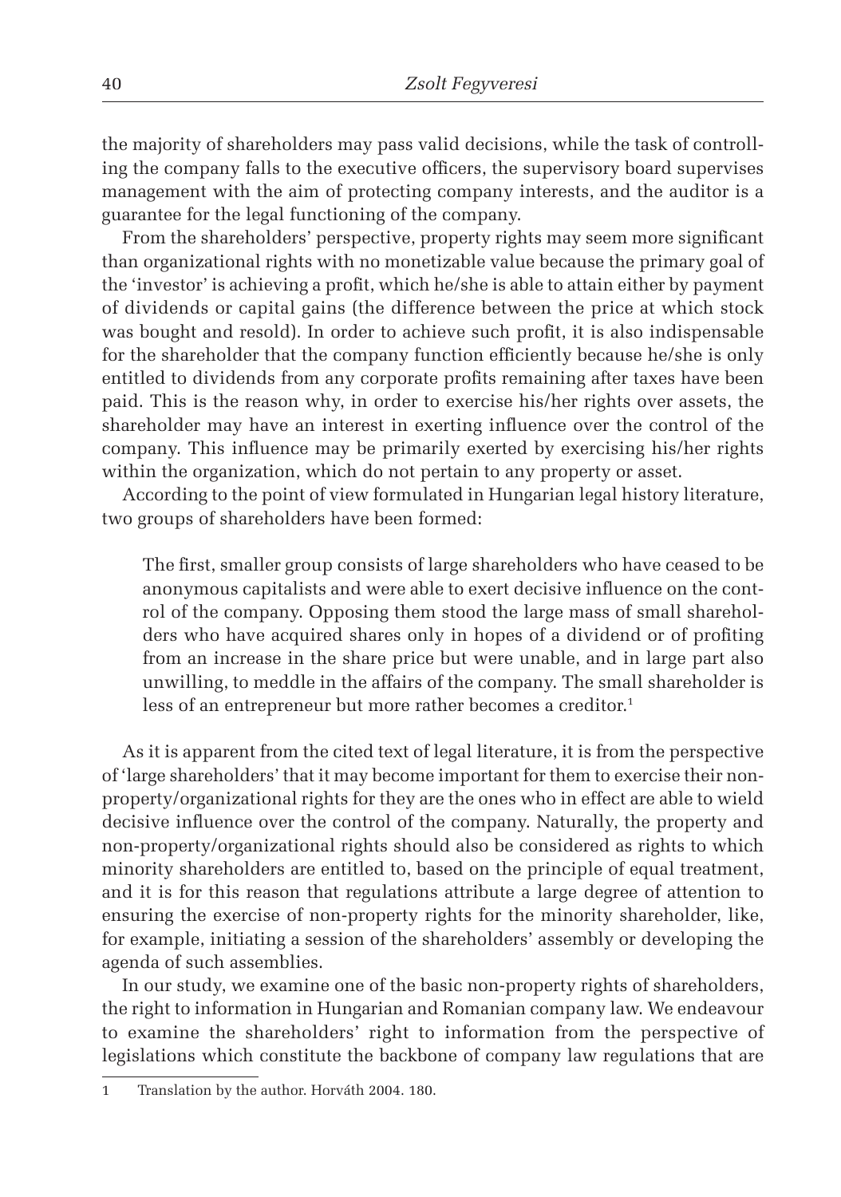the majority of shareholders may pass valid decisions, while the task of controlling the company falls to the executive officers, the supervisory board supervises management with the aim of protecting company interests, and the auditor is a guarantee for the legal functioning of the company.

From the shareholders' perspective, property rights may seem more significant than organizational rights with no monetizable value because the primary goal of the 'investor' is achieving a profit, which he/she is able to attain either by payment of dividends or capital gains (the difference between the price at which stock was bought and resold). In order to achieve such profit, it is also indispensable for the shareholder that the company function efficiently because he/she is only entitled to dividends from any corporate profits remaining after taxes have been paid. This is the reason why, in order to exercise his/her rights over assets, the shareholder may have an interest in exerting influence over the control of the company. This influence may be primarily exerted by exercising his/her rights within the organization, which do not pertain to any property or asset.

According to the point of view formulated in Hungarian legal history literature, two groups of shareholders have been formed:

> The first, smaller group consists of large shareholders who have ceased to be anonymous capitalists and were able to exert decisive influence on the control of the company. Opposing them stood the large mass of small shareholders who have acquired shares only in hopes of a dividend or of profiting from an increase in the share price but were unable, and in large part also unwilling, to meddle in the affairs of the company. The small shareholder is less of an entrepreneur but more rather becomes a creditor.[1]

As it is apparent from the cited text of legal literature, it is from the perspective of 'large shareholders' that it may become important for them to exercise their non-property/organizational rights for they are the ones who in effect are able to wield decisive influence over the control of the company. Naturally, the property and non-property/organizational rights should also be considered as rights to which minority shareholders are entitled to, based on the principle of equal treatment, and it is for this reason that regulations attribute a large degree of attention to ensuring the exercise of non-property rights for the minority shareholder, like, for example, initiating a session of the shareholders' assembly or developing the agenda of such assemblies.

In our study, we examine one of the basic non-property rights of shareholders, the right to information in Hungarian and Romanian company law. We endeavour to examine the shareholders' right to information from the perspective of legislations which constitute the backbone of company law regulations that are

---

1 Translation by the author. Horváth 2004. 180.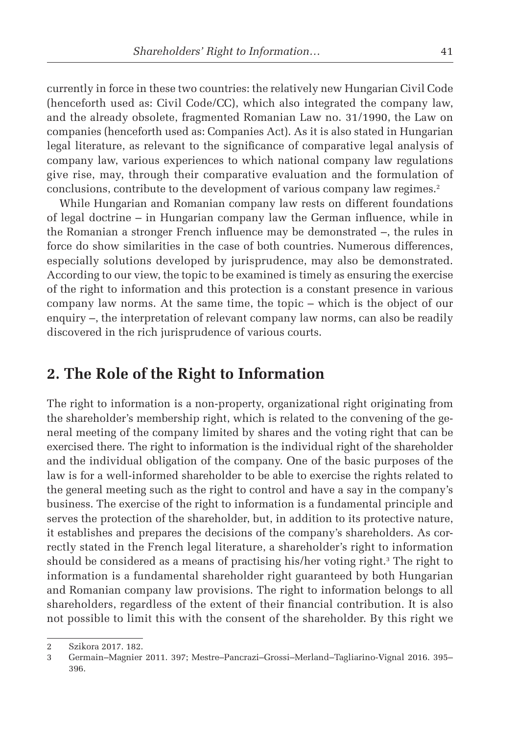currently in force in these two countries: the relatively new Hungarian Civil Code (henceforth used as: Civil Code/CC), which also integrated the company law, and the already obsolete, fragmented Romanian Law no. 31/1990, the Law on companies (henceforth used as: Companies Act). As it is also stated in Hungarian legal literature, as relevant to the significance of comparative legal analysis of company law, various experiences to which national company law regulations give rise, may, through their comparative evaluation and the formulation of conclusions, contribute to the development of various company law regimes.[2]

While Hungarian and Romanian company law rests on different foundations of legal doctrine – in Hungarian company law the German influence, while in the Romanian a stronger French influence may be demonstrated –, the rules in force do show similarities in the case of both countries. Numerous differences, especially solutions developed by jurisprudence, may also be demonstrated. According to our view, the topic to be examined is timely as ensuring the exercise of the right to information and this protection is a constant presence in various company law norms. At the same time, the topic – which is the object of our enquiry –, the interpretation of relevant company law norms, can also be readily discovered in the rich jurisprudence of various courts.

## 2. The Role of the Right to Information

The right to information is a non-property, organizational right originating from the shareholder's membership right, which is related to the convening of the general meeting of the company limited by shares and the voting right that can be exercised there. The right to information is the individual right of the shareholder and the individual obligation of the company. One of the basic purposes of the law is for a well-informed shareholder to be able to exercise the rights related to the general meeting such as the right to control and have a say in the company's business. The exercise of the right to information is a fundamental principle and serves the protection of the shareholder, but, in addition to its protective nature, it establishes and prepares the decisions of the company's shareholders. As correctly stated in the French legal literature, a shareholder's right to information should be considered as a means of practising his/her voting right.[3] The right to information is a fundamental shareholder right guaranteed by both Hungarian and Romanian company law provisions. The right to information belongs to all shareholders, regardless of the extent of their financial contribution. It is also not possible to limit this with the consent of the shareholder. By this right we

---

2 Szikora 2017. 182.

3 Germain–Magnier 2011. 397; Mestre–Pancrazi–Grossi–Merland–Tagliarino-Vignal 2016. 395–396.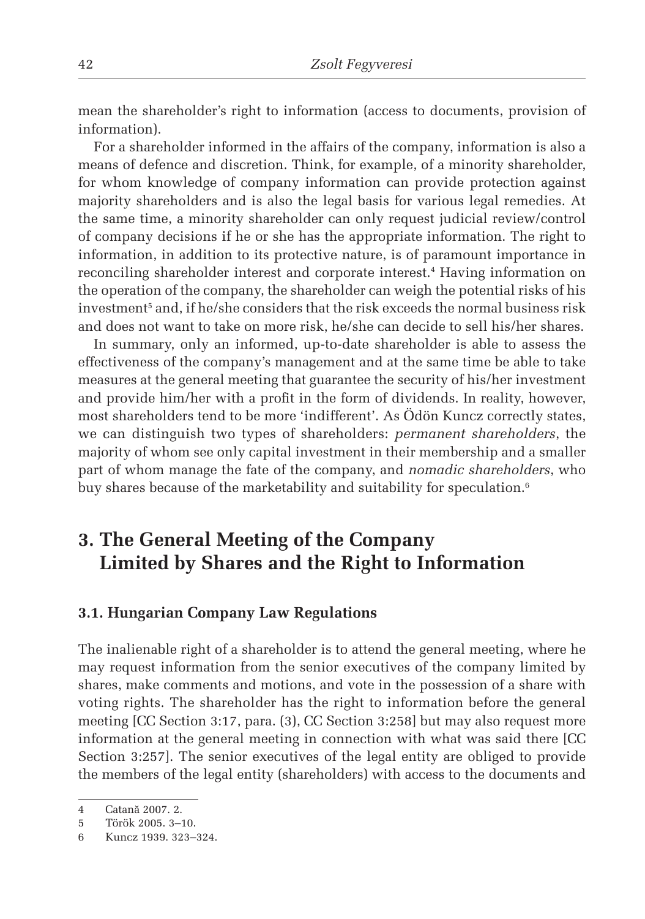mean the shareholder's right to information (access to documents, provision of information).

For a shareholder informed in the affairs of the company, information is also a means of defence and discretion. Think, for example, of a minority shareholder, for whom knowledge of company information can provide protection against majority shareholders and is also the legal basis for various legal remedies. At the same time, a minority shareholder can only request judicial review/control of company decisions if he or she has the appropriate information. The right to information, in addition to its protective nature, is of paramount importance in reconciling shareholder interest and corporate interest.[4] Having information on the operation of the company, the shareholder can weigh the potential risks of his investment[5] and, if he/she considers that the risk exceeds the normal business risk and does not want to take on more risk, he/she can decide to sell his/her shares.

In summary, only an informed, up-to-date shareholder is able to assess the effectiveness of the company's management and at the same time be able to take measures at the general meeting that guarantee the security of his/her investment and provide him/her with a profit in the form of dividends. In reality, however, most shareholders tend to be more 'indifferent'. As Ödön Kuncz correctly states, we can distinguish two types of shareholders: *permanent shareholders*, the majority of whom see only capital investment in their membership and a smaller part of whom manage the fate of the company, and *nomadic shareholders*, who buy shares because of the marketability and suitability for speculation.[6]

## 3. The General Meeting of the Company Limited by Shares and the Right to Information

### 3.1. Hungarian Company Law Regulations

The inalienable right of a shareholder is to attend the general meeting, where he may request information from the senior executives of the company limited by shares, make comments and motions, and vote in the possession of a share with voting rights. The shareholder has the right to information before the general meeting [CC Section 3:17, para. (3), CC Section 3:258] but may also request more information at the general meeting in connection with what was said there [CC Section 3:257]. The senior executives of the legal entity are obliged to provide the members of the legal entity (shareholders) with access to the documents and

4 Catană 2007. 2.

5 Török 2005. 3–10.

6 Kuncz 1939. 323–324.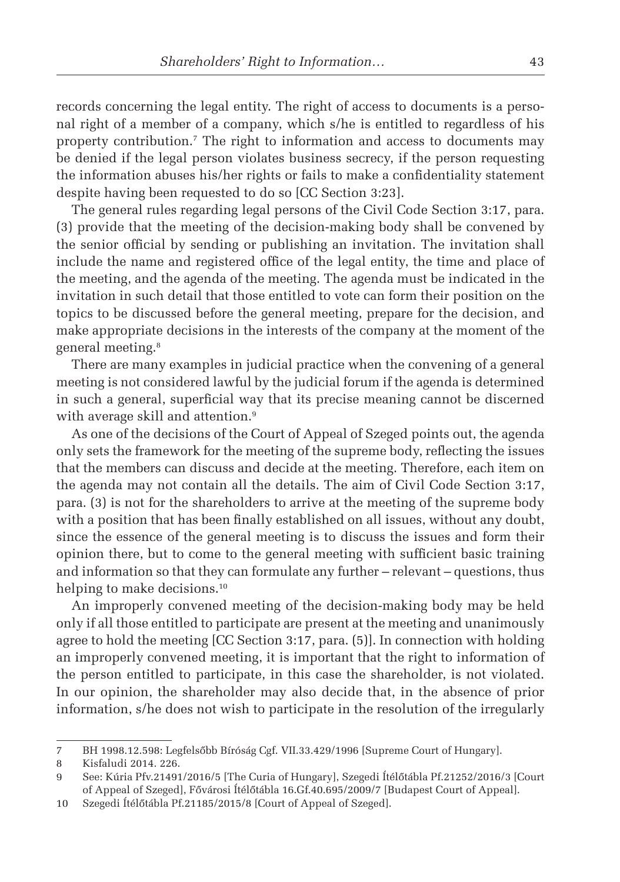records concerning the legal entity. The right of access to documents is a personal right of a member of a company, which s/he is entitled to regardless of his property contribution.[7] The right to information and access to documents may be denied if the legal person violates business secrecy, if the person requesting the information abuses his/her rights or fails to make a confidentiality statement despite having been requested to do so [CC Section 3:23].

The general rules regarding legal persons of the Civil Code Section 3:17, para. (3) provide that the meeting of the decision-making body shall be convened by the senior official by sending or publishing an invitation. The invitation shall include the name and registered office of the legal entity, the time and place of the meeting, and the agenda of the meeting. The agenda must be indicated in the invitation in such detail that those entitled to vote can form their position on the topics to be discussed before the general meeting, prepare for the decision, and make appropriate decisions in the interests of the company at the moment of the general meeting.[8]

There are many examples in judicial practice when the convening of a general meeting is not considered lawful by the judicial forum if the agenda is determined in such a general, superficial way that its precise meaning cannot be discerned with average skill and attention.[9]

As one of the decisions of the Court of Appeal of Szeged points out, the agenda only sets the framework for the meeting of the supreme body, reflecting the issues that the members can discuss and decide at the meeting. Therefore, each item on the agenda may not contain all the details. The aim of Civil Code Section 3:17, para. (3) is not for the shareholders to arrive at the meeting of the supreme body with a position that has been finally established on all issues, without any doubt, since the essence of the general meeting is to discuss the issues and form their opinion there, but to come to the general meeting with sufficient basic training and information so that they can formulate any further – relevant – questions, thus helping to make decisions.[10]

An improperly convened meeting of the decision-making body may be held only if all those entitled to participate are present at the meeting and unanimously agree to hold the meeting [CC Section 3:17, para. (5)]. In connection with holding an improperly convened meeting, it is important that the right to information of the person entitled to participate, in this case the shareholder, is not violated. In our opinion, the shareholder may also decide that, in the absence of prior information, s/he does not wish to participate in the resolution of the irregularly

---

7 BH 1998.12.598: Legfelsőbb Bíróság Cgf. VII.33.429/1996 [Supreme Court of Hungary].

8 Kisfaludi 2014. 226.

9 See: Kúria Pfv.21491/2016/5 [The Curia of Hungary], Szegedi Ítélőtábla Pf.21252/2016/3 [Court of Appeal of Szeged], Fővárosi Ítélőtábla 16.Gf.40.695/2009/7 [Budapest Court of Appeal].

10 Szegedi Ítélőtábla Pf.21185/2015/8 [Court of Appeal of Szeged].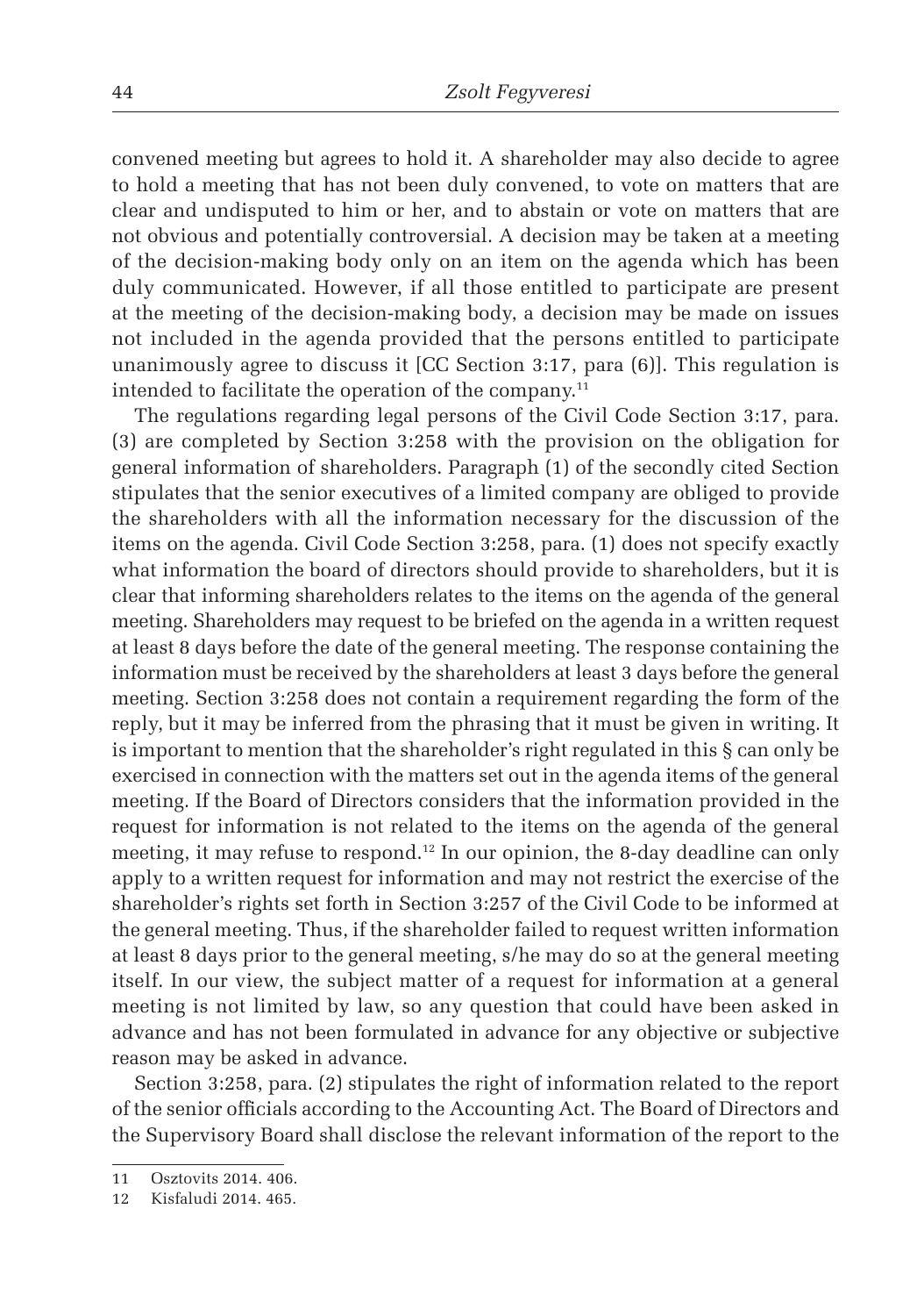convened meeting but agrees to hold it. A shareholder may also decide to agree to hold a meeting that has not been duly convened, to vote on matters that are clear and undisputed to him or her, and to abstain or vote on matters that are not obvious and potentially controversial. A decision may be taken at a meeting of the decision-making body only on an item on the agenda which has been duly communicated. However, if all those entitled to participate are present at the meeting of the decision-making body, a decision may be made on issues not included in the agenda provided that the persons entitled to participate unanimously agree to discuss it [CC Section 3:17, para (6)]. This regulation is intended to facilitate the operation of the company.[11]

The regulations regarding legal persons of the Civil Code Section 3:17, para. (3) are completed by Section 3:258 with the provision on the obligation for general information of shareholders. Paragraph (1) of the secondly cited Section stipulates that the senior executives of a limited company are obliged to provide the shareholders with all the information necessary for the discussion of the items on the agenda. Civil Code Section 3:258, para. (1) does not specify exactly what information the board of directors should provide to shareholders, but it is clear that informing shareholders relates to the items on the agenda of the general meeting. Shareholders may request to be briefed on the agenda in a written request at least 8 days before the date of the general meeting. The response containing the information must be received by the shareholders at least 3 days before the general meeting. Section 3:258 does not contain a requirement regarding the form of the reply, but it may be inferred from the phrasing that it must be given in writing. It is important to mention that the shareholder's right regulated in this § can only be exercised in connection with the matters set out in the agenda items of the general meeting. If the Board of Directors considers that the information provided in the request for information is not related to the items on the agenda of the general meeting, it may refuse to respond.[12] In our opinion, the 8-day deadline can only apply to a written request for information and may not restrict the exercise of the shareholder's rights set forth in Section 3:257 of the Civil Code to be informed at the general meeting. Thus, if the shareholder failed to request written information at least 8 days prior to the general meeting, s/he may do so at the general meeting itself. In our view, the subject matter of a request for information at a general meeting is not limited by law, so any question that could have been asked in advance and has not been formulated in advance for any objective or subjective reason may be asked in advance.

Section 3:258, para. (2) stipulates the right of information related to the report of the senior officials according to the Accounting Act. The Board of Directors and the Supervisory Board shall disclose the relevant information of the report to the

---

11 Osztovits 2014. 406.

12 Kisfaludi 2014. 465.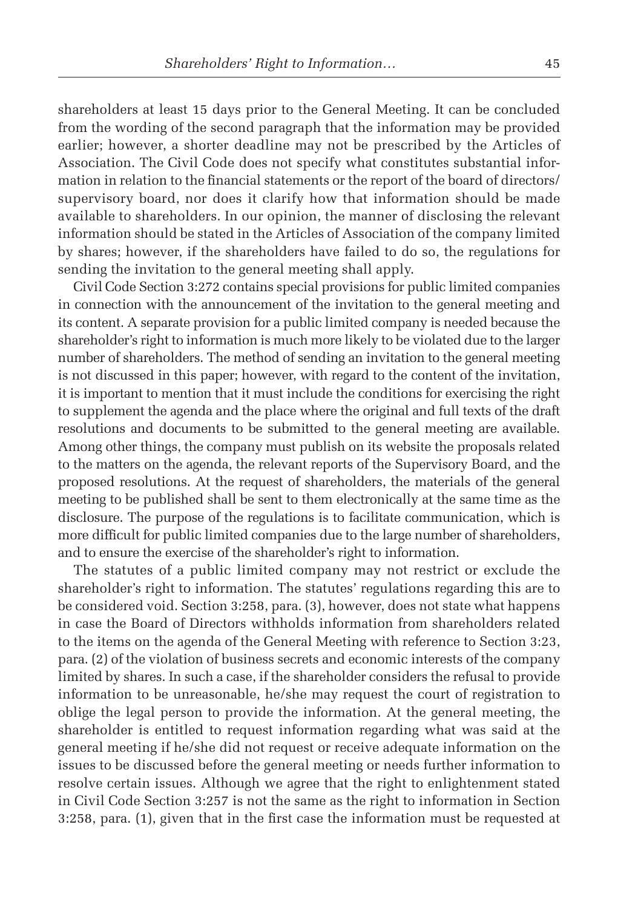shareholders at least 15 days prior to the General Meeting. It can be concluded from the wording of the second paragraph that the information may be provided earlier; however, a shorter deadline may not be prescribed by the Articles of Association. The Civil Code does not specify what constitutes substantial information in relation to the financial statements or the report of the board of directors/supervisory board, nor does it clarify how that information should be made available to shareholders. In our opinion, the manner of disclosing the relevant information should be stated in the Articles of Association of the company limited by shares; however, if the shareholders have failed to do so, the regulations for sending the invitation to the general meeting shall apply.

Civil Code Section 3:272 contains special provisions for public limited companies in connection with the announcement of the invitation to the general meeting and its content. A separate provision for a public limited company is needed because the shareholder's right to information is much more likely to be violated due to the larger number of shareholders. The method of sending an invitation to the general meeting is not discussed in this paper; however, with regard to the content of the invitation, it is important to mention that it must include the conditions for exercising the right to supplement the agenda and the place where the original and full texts of the draft resolutions and documents to be submitted to the general meeting are available. Among other things, the company must publish on its website the proposals related to the matters on the agenda, the relevant reports of the Supervisory Board, and the proposed resolutions. At the request of shareholders, the materials of the general meeting to be published shall be sent to them electronically at the same time as the disclosure. The purpose of the regulations is to facilitate communication, which is more difficult for public limited companies due to the large number of shareholders, and to ensure the exercise of the shareholder's right to information.

The statutes of a public limited company may not restrict or exclude the shareholder's right to information. The statutes' regulations regarding this are to be considered void. Section 3:258, para. (3), however, does not state what happens in case the Board of Directors withholds information from shareholders related to the items on the agenda of the General Meeting with reference to Section 3:23, para. (2) of the violation of business secrets and economic interests of the company limited by shares. In such a case, if the shareholder considers the refusal to provide information to be unreasonable, he/she may request the court of registration to oblige the legal person to provide the information. At the general meeting, the shareholder is entitled to request information regarding what was said at the general meeting if he/she did not request or receive adequate information on the issues to be discussed before the general meeting or needs further information to resolve certain issues. Although we agree that the right to enlightenment stated in Civil Code Section 3:257 is not the same as the right to information in Section 3:258, para. (1), given that in the first case the information must be requested at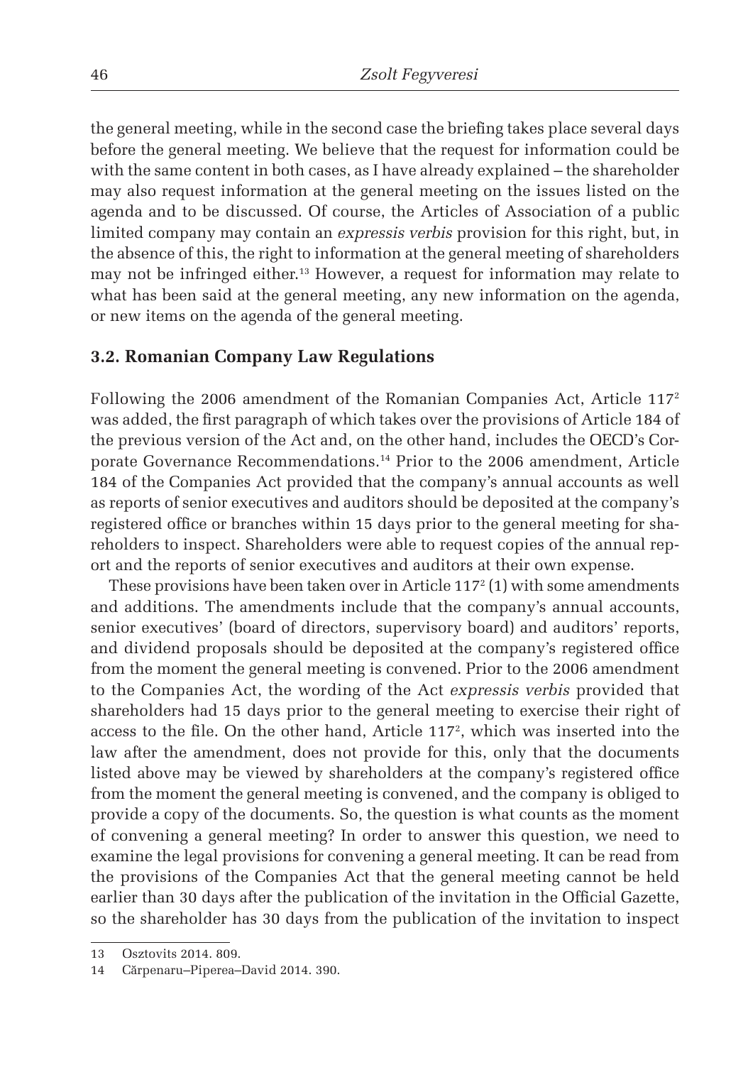the general meeting, while in the second case the briefing takes place several days before the general meeting. We believe that the request for information could be with the same content in both cases, as I have already explained – the shareholder may also request information at the general meeting on the issues listed on the agenda and to be discussed. Of course, the Articles of Association of a public limited company may contain an *expressis verbis* provision for this right, but, in the absence of this, the right to information at the general meeting of shareholders may not be infringed either.[13] However, a request for information may relate to what has been said at the general meeting, any new information on the agenda, or new items on the agenda of the general meeting.

### 3.2. Romanian Company Law Regulations

Following the 2006 amendment of the Romanian Companies Act, Article 117[2] was added, the first paragraph of which takes over the provisions of Article 184 of the previous version of the Act and, on the other hand, includes the OECD's Corporate Governance Recommendations.[14] Prior to the 2006 amendment, Article 184 of the Companies Act provided that the company's annual accounts as well as reports of senior executives and auditors should be deposited at the company's registered office or branches within 15 days prior to the general meeting for shareholders to inspect. Shareholders were able to request copies of the annual report and the reports of senior executives and auditors at their own expense.

These provisions have been taken over in Article 117[2] (1) with some amendments and additions. The amendments include that the company's annual accounts, senior executives' (board of directors, supervisory board) and auditors' reports, and dividend proposals should be deposited at the company's registered office from the moment the general meeting is convened. Prior to the 2006 amendment to the Companies Act, the wording of the Act *expressis verbis* provided that shareholders had 15 days prior to the general meeting to exercise their right of access to the file. On the other hand, Article 117[2], which was inserted into the law after the amendment, does not provide for this, only that the documents listed above may be viewed by shareholders at the company's registered office from the moment the general meeting is convened, and the company is obliged to provide a copy of the documents. So, the question is what counts as the moment of convening a general meeting? In order to answer this question, we need to examine the legal provisions for convening a general meeting. It can be read from the provisions of the Companies Act that the general meeting cannot be held earlier than 30 days after the publication of the invitation in the Official Gazette, so the shareholder has 30 days from the publication of the invitation to inspect

13 Osztovits 2014. 809.

14 Cărpenaru–Piperea–David 2014. 390.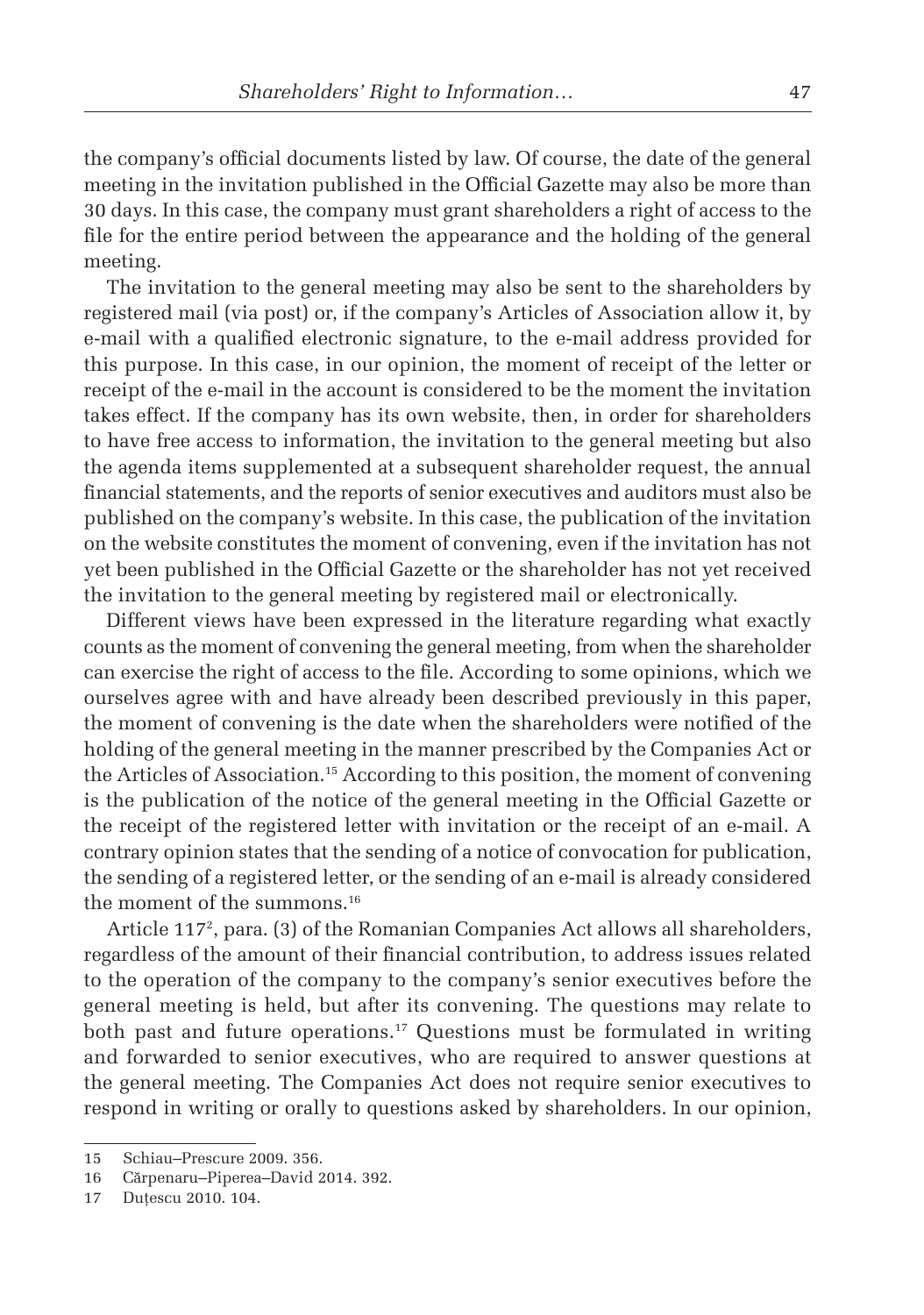the company's official documents listed by law. Of course, the date of the general meeting in the invitation published in the Official Gazette may also be more than 30 days. In this case, the company must grant shareholders a right of access to the file for the entire period between the appearance and the holding of the general meeting.

The invitation to the general meeting may also be sent to the shareholders by registered mail (via post) or, if the company's Articles of Association allow it, by e-mail with a qualified electronic signature, to the e-mail address provided for this purpose. In this case, in our opinion, the moment of receipt of the letter or receipt of the e-mail in the account is considered to be the moment the invitation takes effect. If the company has its own website, then, in order for shareholders to have free access to information, the invitation to the general meeting but also the agenda items supplemented at a subsequent shareholder request, the annual financial statements, and the reports of senior executives and auditors must also be published on the company's website. In this case, the publication of the invitation on the website constitutes the moment of convening, even if the invitation has not yet been published in the Official Gazette or the shareholder has not yet received the invitation to the general meeting by registered mail or electronically.

Different views have been expressed in the literature regarding what exactly counts as the moment of convening the general meeting, from when the shareholder can exercise the right of access to the file. According to some opinions, which we ourselves agree with and have already been described previously in this paper, the moment of convening is the date when the shareholders were notified of the holding of the general meeting in the manner prescribed by the Companies Act or the Articles of Association.[15] According to this position, the moment of convening is the publication of the notice of the general meeting in the Official Gazette or the receipt of the registered letter with invitation or the receipt of an e-mail. A contrary opinion states that the sending of a notice of convocation for publication, the sending of a registered letter, or the sending of an e-mail is already considered the moment of the summons.[16]

Article 117[2], para. (3) of the Romanian Companies Act allows all shareholders, regardless of the amount of their financial contribution, to address issues related to the operation of the company to the company's senior executives before the general meeting is held, but after its convening. The questions may relate to both past and future operations.[17] Questions must be formulated in writing and forwarded to senior executives, who are required to answer questions at the general meeting. The Companies Act does not require senior executives to respond in writing or orally to questions asked by shareholders. In our opinion,

---

15 Schiau–Prescure 2009. 356.

16 Cărpenaru–Piperea–David 2014. 392.

17 Duțescu 2010. 104.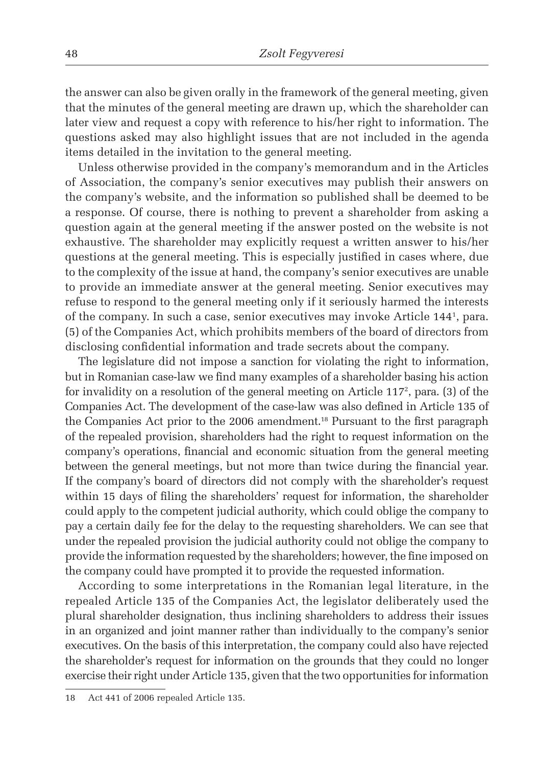the answer can also be given orally in the framework of the general meeting, given that the minutes of the general meeting are drawn up, which the shareholder can later view and request a copy with reference to his/her right to information. The questions asked may also highlight issues that are not included in the agenda items detailed in the invitation to the general meeting.

Unless otherwise provided in the company's memorandum and in the Articles of Association, the company's senior executives may publish their answers on the company's website, and the information so published shall be deemed to be a response. Of course, there is nothing to prevent a shareholder from asking a question again at the general meeting if the answer posted on the website is not exhaustive. The shareholder may explicitly request a written answer to his/her questions at the general meeting. This is especially justified in cases where, due to the complexity of the issue at hand, the company's senior executives are unable to provide an immediate answer at the general meeting. Senior executives may refuse to respond to the general meeting only if it seriously harmed the interests of the company. In such a case, senior executives may invoke Article 144$^1$, para. (5) of the Companies Act, which prohibits members of the board of directors from disclosing confidential information and trade secrets about the company.

The legislature did not impose a sanction for violating the right to information, but in Romanian case-law we find many examples of a shareholder basing his action for invalidity on a resolution of the general meeting on Article 117$^2$, para. (3) of the Companies Act. The development of the case-law was also defined in Article 135 of the Companies Act prior to the 2006 amendment.[18] Pursuant to the first paragraph of the repealed provision, shareholders had the right to request information on the company's operations, financial and economic situation from the general meeting between the general meetings, but not more than twice during the financial year. If the company's board of directors did not comply with the shareholder's request within 15 days of filing the shareholders' request for information, the shareholder could apply to the competent judicial authority, which could oblige the company to pay a certain daily fee for the delay to the requesting shareholders. We can see that under the repealed provision the judicial authority could not oblige the company to provide the information requested by the shareholders; however, the fine imposed on the company could have prompted it to provide the requested information.

According to some interpretations in the Romanian legal literature, in the repealed Article 135 of the Companies Act, the legislator deliberately used the plural shareholder designation, thus inclining shareholders to address their issues in an organized and joint manner rather than individually to the company's senior executives. On the basis of this interpretation, the company could also have rejected the shareholder's request for information on the grounds that they could no longer exercise their right under Article 135, given that the two opportunities for information

---

18 Act 441 of 2006 repealed Article 135.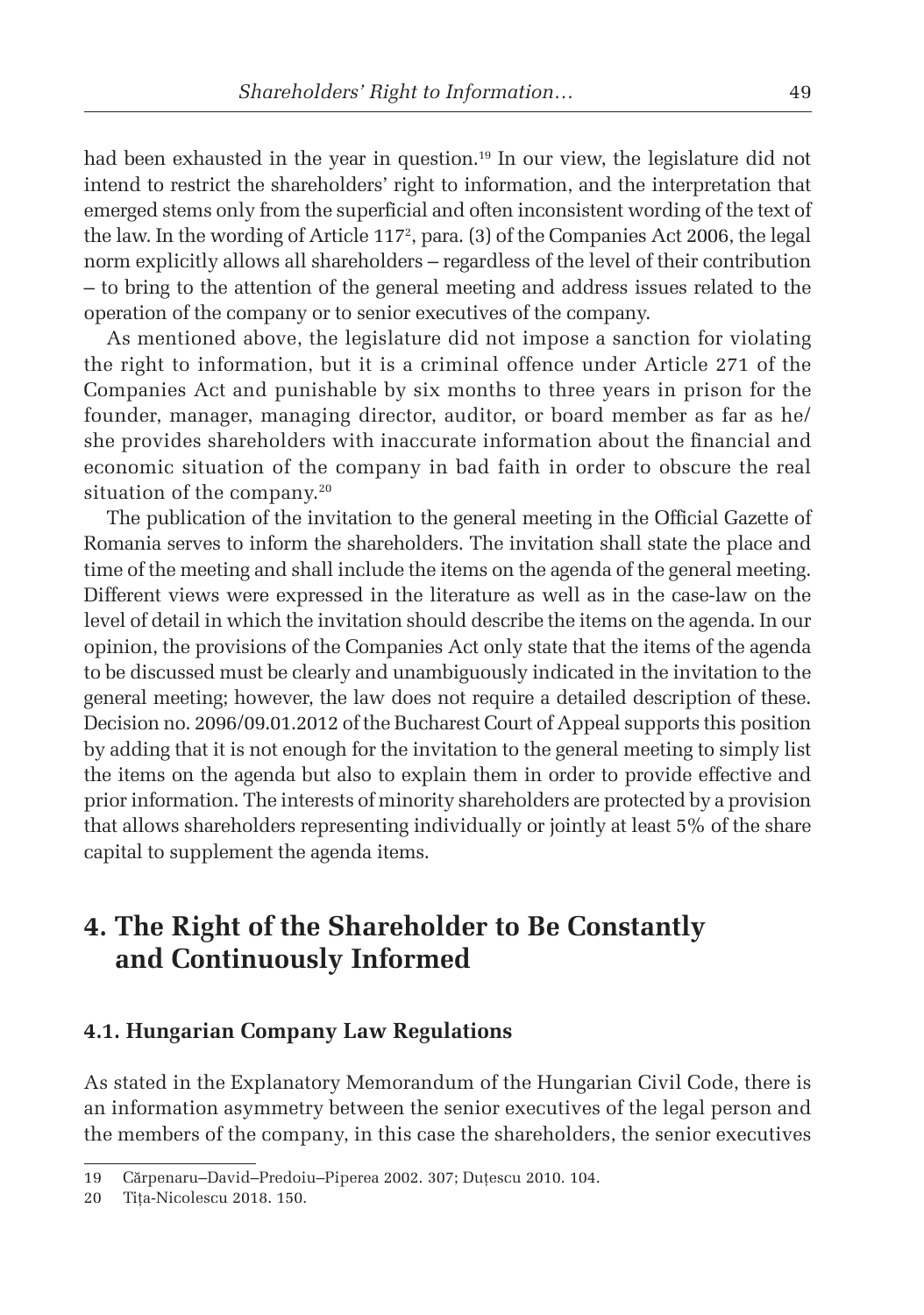had been exhausted in the year in question.[19] In our view, the legislature did not intend to restrict the shareholders' right to information, and the interpretation that emerged stems only from the superficial and often inconsistent wording of the text of the law. In the wording of Article 117[2], para. (3) of the Companies Act 2006, the legal norm explicitly allows all shareholders – regardless of the level of their contribution – to bring to the attention of the general meeting and address issues related to the operation of the company or to senior executives of the company.

As mentioned above, the legislature did not impose a sanction for violating the right to information, but it is a criminal offence under Article 271 of the Companies Act and punishable by six months to three years in prison for the founder, manager, managing director, auditor, or board member as far as he/she provides shareholders with inaccurate information about the financial and economic situation of the company in bad faith in order to obscure the real situation of the company.[20]

The publication of the invitation to the general meeting in the Official Gazette of Romania serves to inform the shareholders. The invitation shall state the place and time of the meeting and shall include the items on the agenda of the general meeting. Different views were expressed in the literature as well as in the case-law on the level of detail in which the invitation should describe the items on the agenda. In our opinion, the provisions of the Companies Act only state that the items of the agenda to be discussed must be clearly and unambiguously indicated in the invitation to the general meeting; however, the law does not require a detailed description of these. Decision no. 2096/09.01.2012 of the Bucharest Court of Appeal supports this position by adding that it is not enough for the invitation to the general meeting to simply list the items on the agenda but also to explain them in order to provide effective and prior information. The interests of minority shareholders are protected by a provision that allows shareholders representing individually or jointly at least 5% of the share capital to supplement the agenda items.

## 4. The Right of the Shareholder to Be Constantly and Continuously Informed

### 4.1. Hungarian Company Law Regulations

As stated in the Explanatory Memorandum of the Hungarian Civil Code, there is an information asymmetry between the senior executives of the legal person and the members of the company, in this case the shareholders, the senior executives

---

19 Cărpenaru–David–Predoiu–Piperea 2002. 307; Duțescu 2010. 104.

20 Tița-Nicolescu 2018. 150.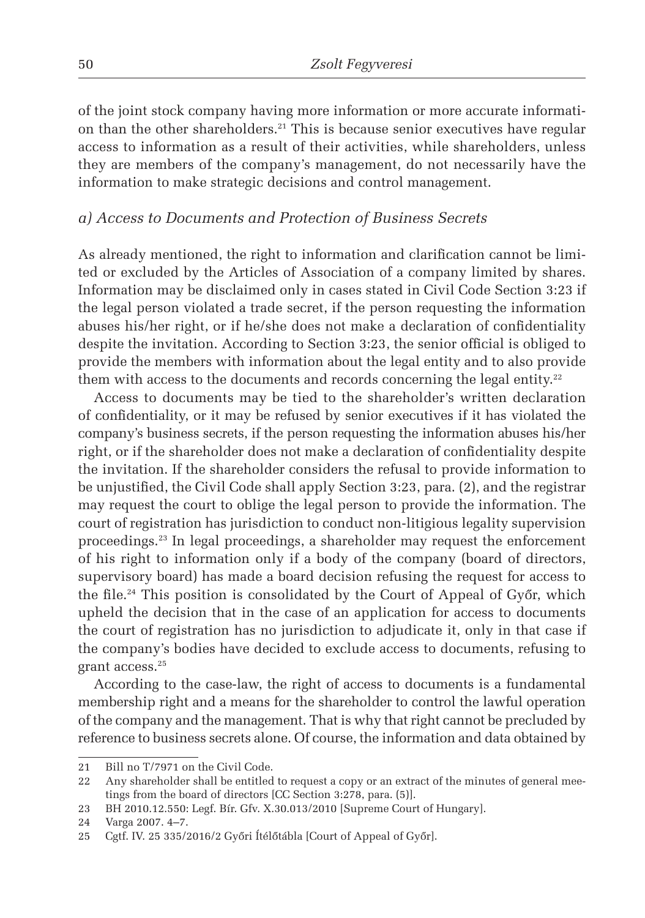of the joint stock company having more information or more accurate information than the other shareholders.[21] This is because senior executives have regular access to information as a result of their activities, while shareholders, unless they are members of the company's management, do not necessarily have the information to make strategic decisions and control management.

### *a) Access to Documents and Protection of Business Secrets*

As already mentioned, the right to information and clarification cannot be limited or excluded by the Articles of Association of a company limited by shares. Information may be disclaimed only in cases stated in Civil Code Section 3:23 if the legal person violated a trade secret, if the person requesting the information abuses his/her right, or if he/she does not make a declaration of confidentiality despite the invitation. According to Section 3:23, the senior official is obliged to provide the members with information about the legal entity and to also provide them with access to the documents and records concerning the legal entity.[22]

Access to documents may be tied to the shareholder's written declaration of confidentiality, or it may be refused by senior executives if it has violated the company's business secrets, if the person requesting the information abuses his/her right, or if the shareholder does not make a declaration of confidentiality despite the invitation. If the shareholder considers the refusal to provide information to be unjustified, the Civil Code shall apply Section 3:23, para. (2), and the registrar may request the court to oblige the legal person to provide the information. The court of registration has jurisdiction to conduct non-litigious legality supervision proceedings.[23] In legal proceedings, a shareholder may request the enforcement of his right to information only if a body of the company (board of directors, supervisory board) has made a board decision refusing the request for access to the file.[24] This position is consolidated by the Court of Appeal of Győr, which upheld the decision that in the case of an application for access to documents the court of registration has no jurisdiction to adjudicate it, only in that case if the company's bodies have decided to exclude access to documents, refusing to grant access.[25]

According to the case-law, the right of access to documents is a fundamental membership right and a means for the shareholder to control the lawful operation of the company and the management. That is why that right cannot be precluded by reference to business secrets alone. Of course, the information and data obtained by

---

21 Bill no T/7971 on the Civil Code.

22 Any shareholder shall be entitled to request a copy or an extract of the minutes of general meetings from the board of directors [CC Section 3:278, para. (5)].

23 BH 2010.12.550: Legf. Bír. Gfv. X.30.013/2010 [Supreme Court of Hungary].

24 Varga 2007. 4–7.

25 Cgtf. IV. 25 335/2016/2 Győri Ítélőtábla [Court of Appeal of Győr].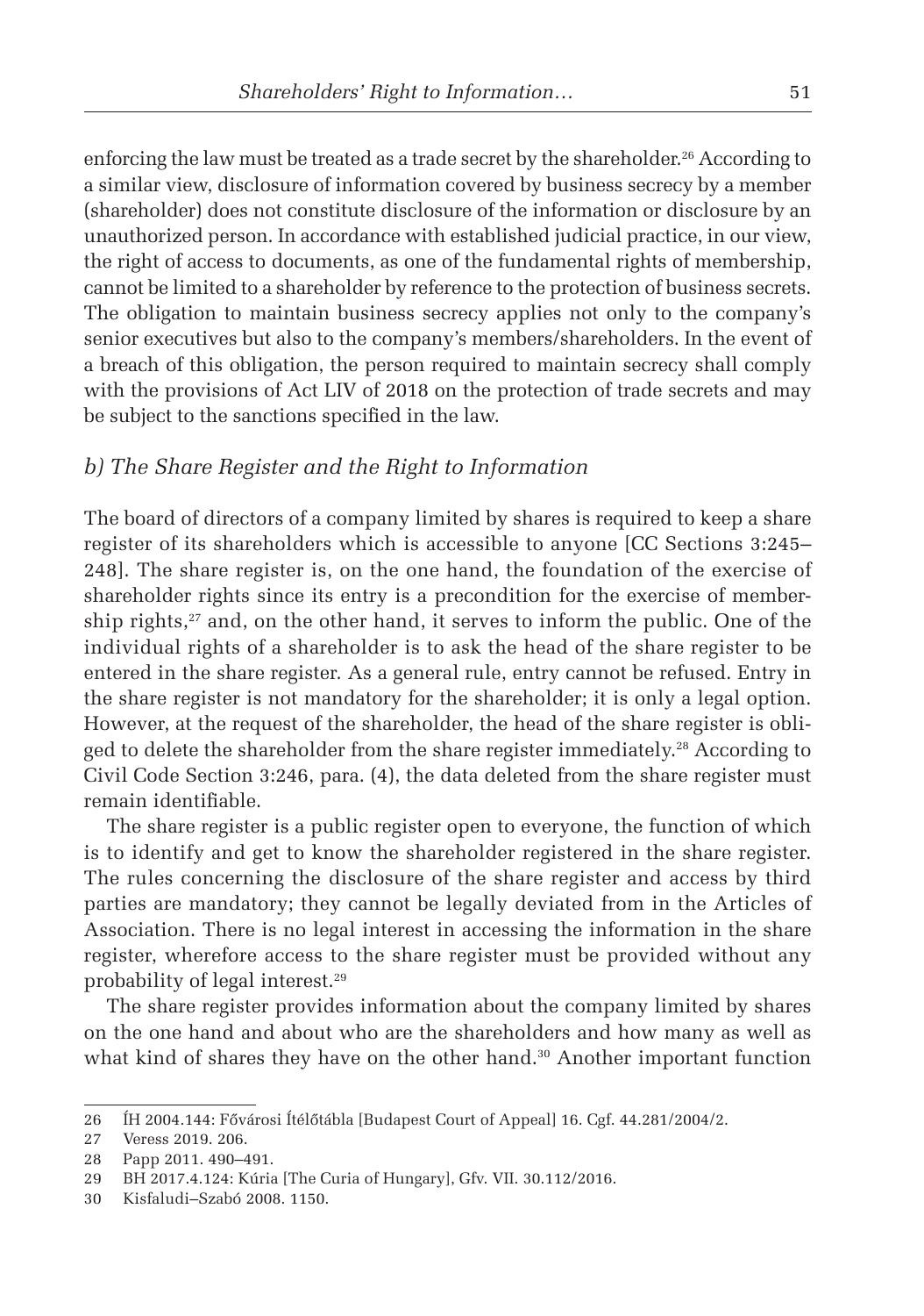enforcing the law must be treated as a trade secret by the shareholder.[26] According to a similar view, disclosure of information covered by business secrecy by a member (shareholder) does not constitute disclosure of the information or disclosure by an unauthorized person. In accordance with established judicial practice, in our view, the right of access to documents, as one of the fundamental rights of membership, cannot be limited to a shareholder by reference to the protection of business secrets. The obligation to maintain business secrecy applies not only to the company's senior executives but also to the company's members/shareholders. In the event of a breach of this obligation, the person required to maintain secrecy shall comply with the provisions of Act LIV of 2018 on the protection of trade secrets and may be subject to the sanctions specified in the law.

### *b) The Share Register and the Right to Information*

The board of directors of a company limited by shares is required to keep a share register of its shareholders which is accessible to anyone [CC Sections 3:245–248]. The share register is, on the one hand, the foundation of the exercise of shareholder rights since its entry is a precondition for the exercise of membership rights,[27] and, on the other hand, it serves to inform the public. One of the individual rights of a shareholder is to ask the head of the share register to be entered in the share register. As a general rule, entry cannot be refused. Entry in the share register is not mandatory for the shareholder; it is only a legal option. However, at the request of the shareholder, the head of the share register is obliged to delete the shareholder from the share register immediately.[28] According to Civil Code Section 3:246, para. (4), the data deleted from the share register must remain identifiable.

The share register is a public register open to everyone, the function of which is to identify and get to know the shareholder registered in the share register. The rules concerning the disclosure of the share register and access by third parties are mandatory; they cannot be legally deviated from in the Articles of Association. There is no legal interest in accessing the information in the share register, wherefore access to the share register must be provided without any probability of legal interest.[29]

The share register provides information about the company limited by shares on the one hand and about who are the shareholders and how many as well as what kind of shares they have on the other hand.[30] Another important function

---

26 ÍH 2004.144: Fővárosi Ítélőtábla [Budapest Court of Appeal] 16. Cgf. 44.281/2004/2.

27 Veress 2019. 206.

28 Papp 2011. 490–491.

29 BH 2017.4.124: Kúria [The Curia of Hungary], Gfv. VII. 30.112/2016.

30 Kisfaludi–Szabó 2008. 1150.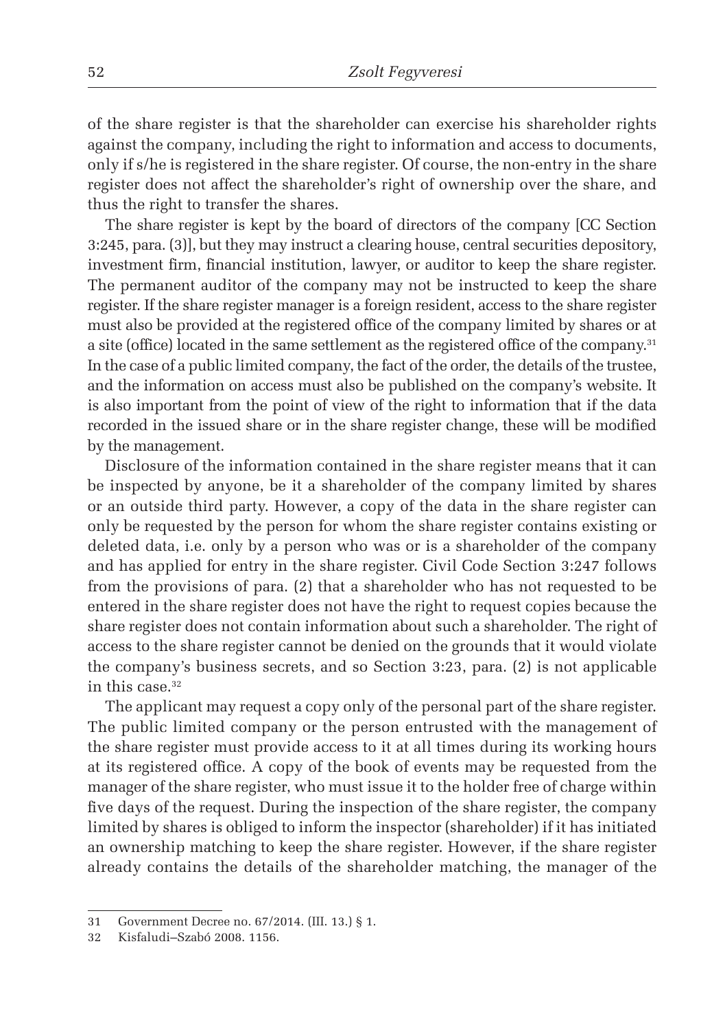of the share register is that the shareholder can exercise his shareholder rights against the company, including the right to information and access to documents, only if s/he is registered in the share register. Of course, the non-entry in the share register does not affect the shareholder's right of ownership over the share, and thus the right to transfer the shares.

The share register is kept by the board of directors of the company [CC Section 3:245, para. (3)], but they may instruct a clearing house, central securities depository, investment firm, financial institution, lawyer, or auditor to keep the share register. The permanent auditor of the company may not be instructed to keep the share register. If the share register manager is a foreign resident, access to the share register must also be provided at the registered office of the company limited by shares or at a site (office) located in the same settlement as the registered office of the company.[31] In the case of a public limited company, the fact of the order, the details of the trustee, and the information on access must also be published on the company's website. It is also important from the point of view of the right to information that if the data recorded in the issued share or in the share register change, these will be modified by the management.

Disclosure of the information contained in the share register means that it can be inspected by anyone, be it a shareholder of the company limited by shares or an outside third party. However, a copy of the data in the share register can only be requested by the person for whom the share register contains existing or deleted data, i.e. only by a person who was or is a shareholder of the company and has applied for entry in the share register. Civil Code Section 3:247 follows from the provisions of para. (2) that a shareholder who has not requested to be entered in the share register does not have the right to request copies because the share register does not contain information about such a shareholder. The right of access to the share register cannot be denied on the grounds that it would violate the company's business secrets, and so Section 3:23, para. (2) is not applicable in this case.[32]

The applicant may request a copy only of the personal part of the share register. The public limited company or the person entrusted with the management of the share register must provide access to it at all times during its working hours at its registered office. A copy of the book of events may be requested from the manager of the share register, who must issue it to the holder free of charge within five days of the request. During the inspection of the share register, the company limited by shares is obliged to inform the inspector (shareholder) if it has initiated an ownership matching to keep the share register. However, if the share register already contains the details of the shareholder matching, the manager of the

---

31 Government Decree no. 67/2014. (III. 13.) § 1.

32 Kisfaludi–Szabó 2008. 1156.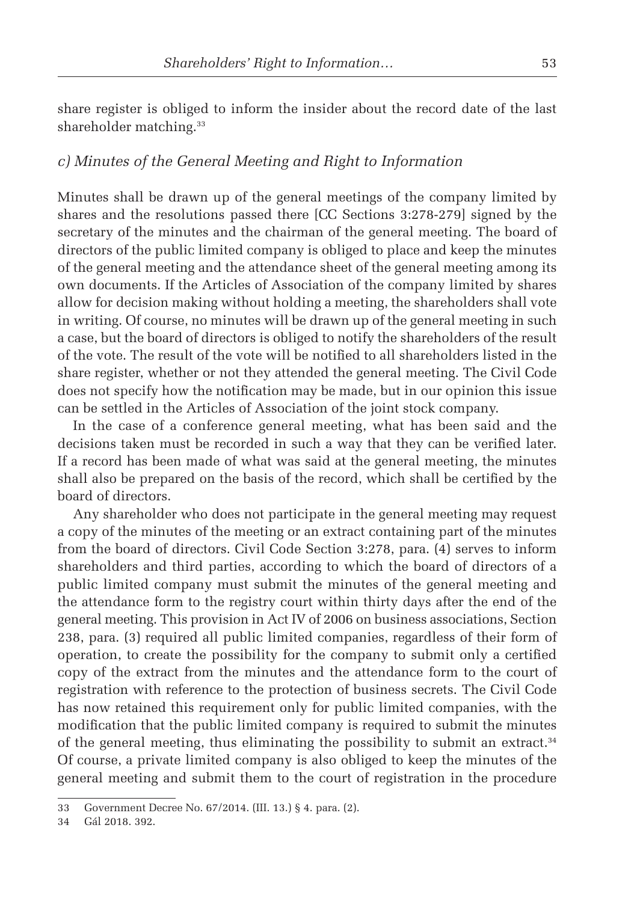share register is obliged to inform the insider about the record date of the last shareholder matching.[33]

### *c) Minutes of the General Meeting and Right to Information*

Minutes shall be drawn up of the general meetings of the company limited by shares and the resolutions passed there [CC Sections 3:278-279] signed by the secretary of the minutes and the chairman of the general meeting. The board of directors of the public limited company is obliged to place and keep the minutes of the general meeting and the attendance sheet of the general meeting among its own documents. If the Articles of Association of the company limited by shares allow for decision making without holding a meeting, the shareholders shall vote in writing. Of course, no minutes will be drawn up of the general meeting in such a case, but the board of directors is obliged to notify the shareholders of the result of the vote. The result of the vote will be notified to all shareholders listed in the share register, whether or not they attended the general meeting. The Civil Code does not specify how the notification may be made, but in our opinion this issue can be settled in the Articles of Association of the joint stock company.

In the case of a conference general meeting, what has been said and the decisions taken must be recorded in such a way that they can be verified later. If a record has been made of what was said at the general meeting, the minutes shall also be prepared on the basis of the record, which shall be certified by the board of directors.

Any shareholder who does not participate in the general meeting may request a copy of the minutes of the meeting or an extract containing part of the minutes from the board of directors. Civil Code Section 3:278, para. (4) serves to inform shareholders and third parties, according to which the board of directors of a public limited company must submit the minutes of the general meeting and the attendance form to the registry court within thirty days after the end of the general meeting. This provision in Act IV of 2006 on business associations, Section 238, para. (3) required all public limited companies, regardless of their form of operation, to create the possibility for the company to submit only a certified copy of the extract from the minutes and the attendance form to the court of registration with reference to the protection of business secrets. The Civil Code has now retained this requirement only for public limited companies, with the modification that the public limited company is required to submit the minutes of the general meeting, thus eliminating the possibility to submit an extract.[34] Of course, a private limited company is also obliged to keep the minutes of the general meeting and submit them to the court of registration in the procedure

---

33 Government Decree No. 67/2014. (III. 13.) § 4. para. (2).

34 Gál 2018. 392.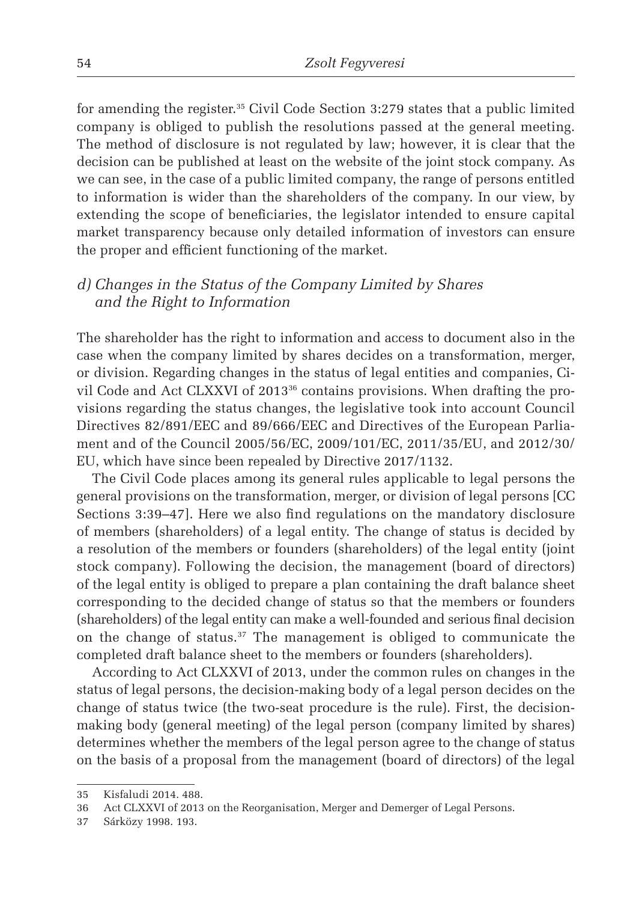for amending the register.[35] Civil Code Section 3:279 states that a public limited company is obliged to publish the resolutions passed at the general meeting. The method of disclosure is not regulated by law; however, it is clear that the decision can be published at least on the website of the joint stock company. As we can see, in the case of a public limited company, the range of persons entitled to information is wider than the shareholders of the company. In our view, by extending the scope of beneficiaries, the legislator intended to ensure capital market transparency because only detailed information of investors can ensure the proper and efficient functioning of the market.

### *d) Changes in the Status of the Company Limited by Shares and the Right to Information*

The shareholder has the right to information and access to document also in the case when the company limited by shares decides on a transformation, merger, or division. Regarding changes in the status of legal entities and companies, Civil Code and Act CLXXVI of 2013[36] contains provisions. When drafting the provisions regarding the status changes, the legislative took into account Council Directives 82/891/EEC and 89/666/EEC and Directives of the European Parliament and of the Council 2005/56/EC, 2009/101/EC, 2011/35/EU, and 2012/30/EU, which have since been repealed by Directive 2017/1132.

The Civil Code places among its general rules applicable to legal persons the general provisions on the transformation, merger, or division of legal persons [CC Sections 3:39–47]. Here we also find regulations on the mandatory disclosure of members (shareholders) of a legal entity. The change of status is decided by a resolution of the members or founders (shareholders) of the legal entity (joint stock company). Following the decision, the management (board of directors) of the legal entity is obliged to prepare a plan containing the draft balance sheet corresponding to the decided change of status so that the members or founders (shareholders) of the legal entity can make a well-founded and serious final decision on the change of status.[37] The management is obliged to communicate the completed draft balance sheet to the members or founders (shareholders).

According to Act CLXXVI of 2013, under the common rules on changes in the status of legal persons, the decision-making body of a legal person decides on the change of status twice (the two-seat procedure is the rule). First, the decision-making body (general meeting) of the legal person (company limited by shares) determines whether the members of the legal person agree to the change of status on the basis of a proposal from the management (board of directors) of the legal

---

35 Kisfaludi 2014. 488.

36 Act CLXXVI of 2013 on the Reorganisation, Merger and Demerger of Legal Persons.

37 Sárközy 1998. 193.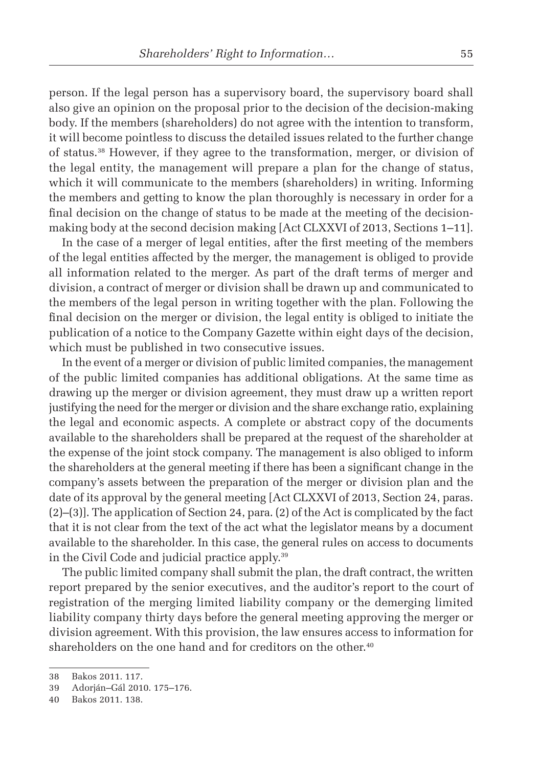person. If the legal person has a supervisory board, the supervisory board shall also give an opinion on the proposal prior to the decision of the decision-making body. If the members (shareholders) do not agree with the intention to transform, it will become pointless to discuss the detailed issues related to the further change of status.[38] However, if they agree to the transformation, merger, or division of the legal entity, the management will prepare a plan for the change of status, which it will communicate to the members (shareholders) in writing. Informing the members and getting to know the plan thoroughly is necessary in order for a final decision on the change of status to be made at the meeting of the decision-making body at the second decision making [Act CLXXVI of 2013, Sections 1–11].

In the case of a merger of legal entities, after the first meeting of the members of the legal entities affected by the merger, the management is obliged to provide all information related to the merger. As part of the draft terms of merger and division, a contract of merger or division shall be drawn up and communicated to the members of the legal person in writing together with the plan. Following the final decision on the merger or division, the legal entity is obliged to initiate the publication of a notice to the Company Gazette within eight days of the decision, which must be published in two consecutive issues.

In the event of a merger or division of public limited companies, the management of the public limited companies has additional obligations. At the same time as drawing up the merger or division agreement, they must draw up a written report justifying the need for the merger or division and the share exchange ratio, explaining the legal and economic aspects. A complete or abstract copy of the documents available to the shareholders shall be prepared at the request of the shareholder at the expense of the joint stock company. The management is also obliged to inform the shareholders at the general meeting if there has been a significant change in the company's assets between the preparation of the merger or division plan and the date of its approval by the general meeting [Act CLXXVI of 2013, Section 24, paras. (2)–(3)]. The application of Section 24, para. (2) of the Act is complicated by the fact that it is not clear from the text of the act what the legislator means by a document available to the shareholder. In this case, the general rules on access to documents in the Civil Code and judicial practice apply.[39]

The public limited company shall submit the plan, the draft contract, the written report prepared by the senior executives, and the auditor's report to the court of registration of the merging limited liability company or the demerging limited liability company thirty days before the general meeting approving the merger or division agreement. With this provision, the law ensures access to information for shareholders on the one hand and for creditors on the other.[40]

---

38 Bakos 2011. 117.

39 Adorján–Gál 2010. 175–176.

40 Bakos 2011. 138.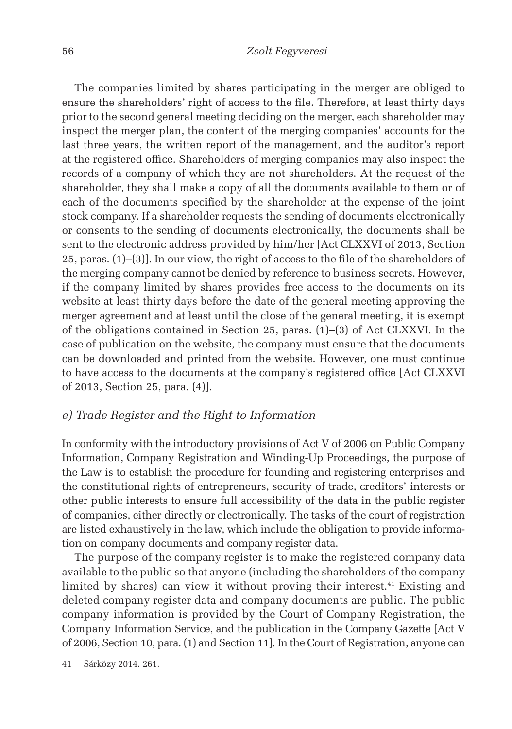The companies limited by shares participating in the merger are obliged to ensure the shareholders' right of access to the file. Therefore, at least thirty days prior to the second general meeting deciding on the merger, each shareholder may inspect the merger plan, the content of the merging companies' accounts for the last three years, the written report of the management, and the auditor's report at the registered office. Shareholders of merging companies may also inspect the records of a company of which they are not shareholders. At the request of the shareholder, they shall make a copy of all the documents available to them or of each of the documents specified by the shareholder at the expense of the joint stock company. If a shareholder requests the sending of documents electronically or consents to the sending of documents electronically, the documents shall be sent to the electronic address provided by him/her [Act CLXXVI of 2013, Section 25, paras. (1)–(3)]. In our view, the right of access to the file of the shareholders of the merging company cannot be denied by reference to business secrets. However, if the company limited by shares provides free access to the documents on its website at least thirty days before the date of the general meeting approving the merger agreement and at least until the close of the general meeting, it is exempt of the obligations contained in Section 25, paras. (1)–(3) of Act CLXXVI. In the case of publication on the website, the company must ensure that the documents can be downloaded and printed from the website. However, one must continue to have access to the documents at the company's registered office [Act CLXXVI of 2013, Section 25, para. (4)].

### *e) Trade Register and the Right to Information*

In conformity with the introductory provisions of Act V of 2006 on Public Company Information, Company Registration and Winding-Up Proceedings, the purpose of the Law is to establish the procedure for founding and registering enterprises and the constitutional rights of entrepreneurs, security of trade, creditors' interests or other public interests to ensure full accessibility of the data in the public register of companies, either directly or electronically. The tasks of the court of registration are listed exhaustively in the law, which include the obligation to provide information on company documents and company register data.

The purpose of the company register is to make the registered company data available to the public so that anyone (including the shareholders of the company limited by shares) can view it without proving their interest.[41] Existing and deleted company register data and company documents are public. The public company information is provided by the Court of Company Registration, the Company Information Service, and the publication in the Company Gazette [Act V of 2006, Section 10, para. (1) and Section 11]. In the Court of Registration, anyone can

---

41 Sárközy 2014. 261.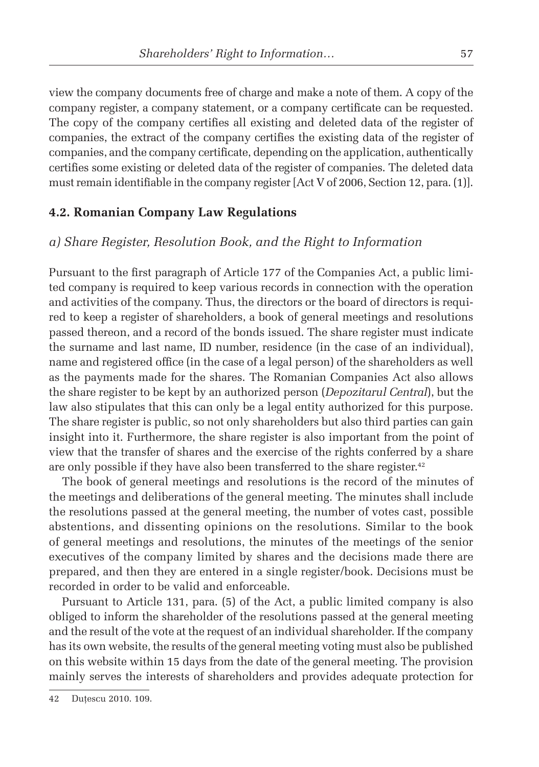view the company documents free of charge and make a note of them. A copy of the company register, a company statement, or a company certificate can be requested. The copy of the company certifies all existing and deleted data of the register of companies, the extract of the company certifies the existing data of the register of companies, and the company certificate, depending on the application, authentically certifies some existing or deleted data of the register of companies. The deleted data must remain identifiable in the company register [Act V of 2006, Section 12, para. (1)].

## 4.2. Romanian Company Law Regulations

### *a) Share Register, Resolution Book, and the Right to Information*

Pursuant to the first paragraph of Article 177 of the Companies Act, a public limited company is required to keep various records in connection with the operation and activities of the company. Thus, the directors or the board of directors is required to keep a register of shareholders, a book of general meetings and resolutions passed thereon, and a record of the bonds issued. The share register must indicate the surname and last name, ID number, residence (in the case of an individual), name and registered office (in the case of a legal person) of the shareholders as well as the payments made for the shares. The Romanian Companies Act also allows the share register to be kept by an authorized person (*Depozitarul Central*), but the law also stipulates that this can only be a legal entity authorized for this purpose. The share register is public, so not only shareholders but also third parties can gain insight into it. Furthermore, the share register is also important from the point of view that the transfer of shares and the exercise of the rights conferred by a share are only possible if they have also been transferred to the share register.[42]

The book of general meetings and resolutions is the record of the minutes of the meetings and deliberations of the general meeting. The minutes shall include the resolutions passed at the general meeting, the number of votes cast, possible abstentions, and dissenting opinions on the resolutions. Similar to the book of general meetings and resolutions, the minutes of the meetings of the senior executives of the company limited by shares and the decisions made there are prepared, and then they are entered in a single register/book. Decisions must be recorded in order to be valid and enforceable.

Pursuant to Article 131, para. (5) of the Act, a public limited company is also obliged to inform the shareholder of the resolutions passed at the general meeting and the result of the vote at the request of an individual shareholder. If the company has its own website, the results of the general meeting voting must also be published on this website within 15 days from the date of the general meeting. The provision mainly serves the interests of shareholders and provides adequate protection for

42 Duțescu 2010. 109.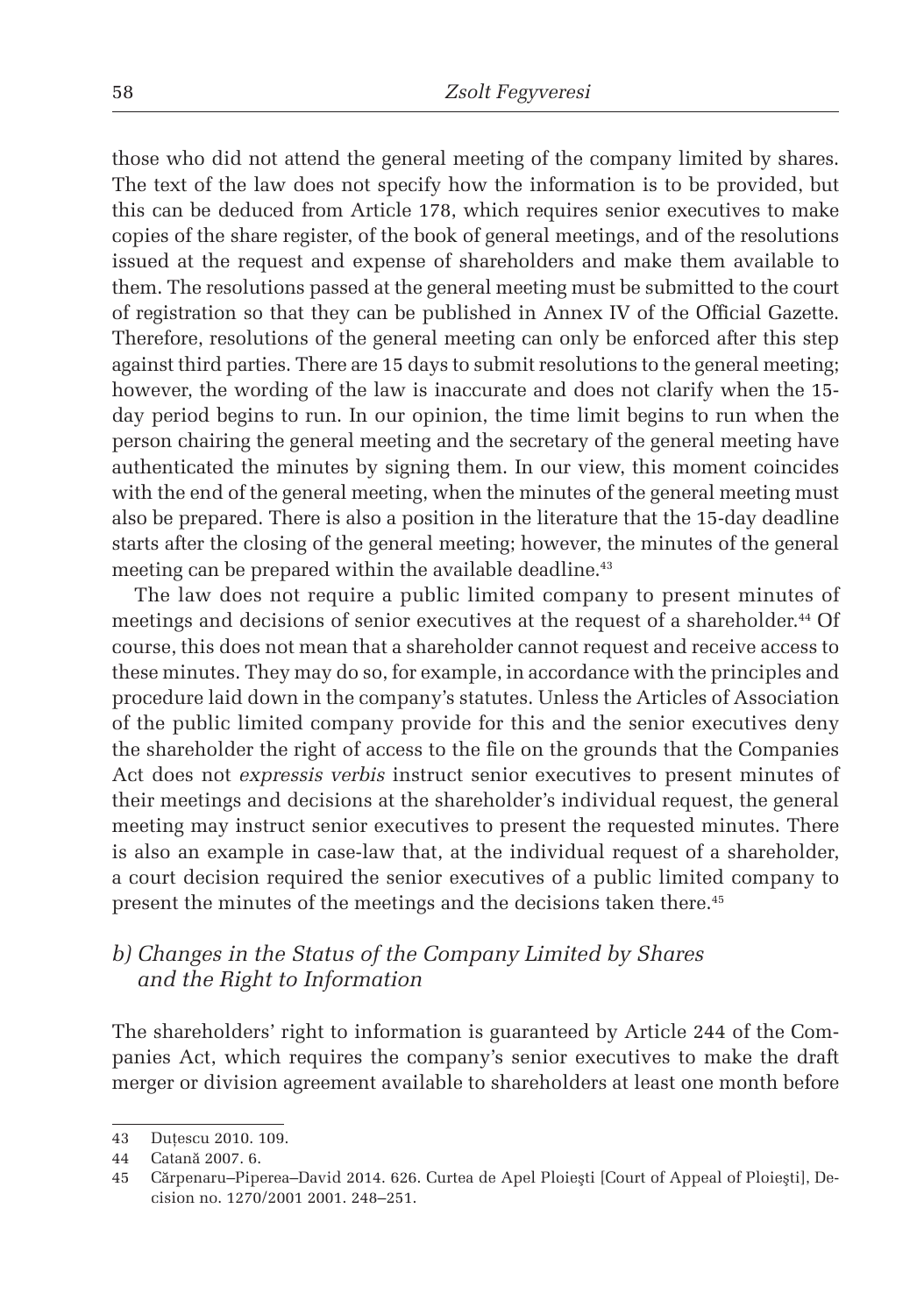those who did not attend the general meeting of the company limited by shares. The text of the law does not specify how the information is to be provided, but this can be deduced from Article 178, which requires senior executives to make copies of the share register, of the book of general meetings, and of the resolutions issued at the request and expense of shareholders and make them available to them. The resolutions passed at the general meeting must be submitted to the court of registration so that they can be published in Annex IV of the Official Gazette. Therefore, resolutions of the general meeting can only be enforced after this step against third parties. There are 15 days to submit resolutions to the general meeting; however, the wording of the law is inaccurate and does not clarify when the 15-day period begins to run. In our opinion, the time limit begins to run when the person chairing the general meeting and the secretary of the general meeting have authenticated the minutes by signing them. In our view, this moment coincides with the end of the general meeting, when the minutes of the general meeting must also be prepared. There is also a position in the literature that the 15-day deadline starts after the closing of the general meeting; however, the minutes of the general meeting can be prepared within the available deadline.[43]

The law does not require a public limited company to present minutes of meetings and decisions of senior executives at the request of a shareholder.[44] Of course, this does not mean that a shareholder cannot request and receive access to these minutes. They may do so, for example, in accordance with the principles and procedure laid down in the company's statutes. Unless the Articles of Association of the public limited company provide for this and the senior executives deny the shareholder the right of access to the file on the grounds that the Companies Act does not *expressis verbis* instruct senior executives to present minutes of their meetings and decisions at the shareholder's individual request, the general meeting may instruct senior executives to present the requested minutes. There is also an example in case-law that, at the individual request of a shareholder, a court decision required the senior executives of a public limited company to present the minutes of the meetings and the decisions taken there.[45]

### *b) Changes in the Status of the Company Limited by Shares and the Right to Information*

The shareholders' right to information is guaranteed by Article 244 of the Companies Act, which requires the company's senior executives to make the draft merger or division agreement available to shareholders at least one month before

---

43 Duțescu 2010. 109.

44 Catană 2007. 6.

45 Cărpenaru–Piperea–David 2014. 626. Curtea de Apel Ploiești [Court of Appeal of Ploiești], Decision no. 1270/2001 2001. 248–251.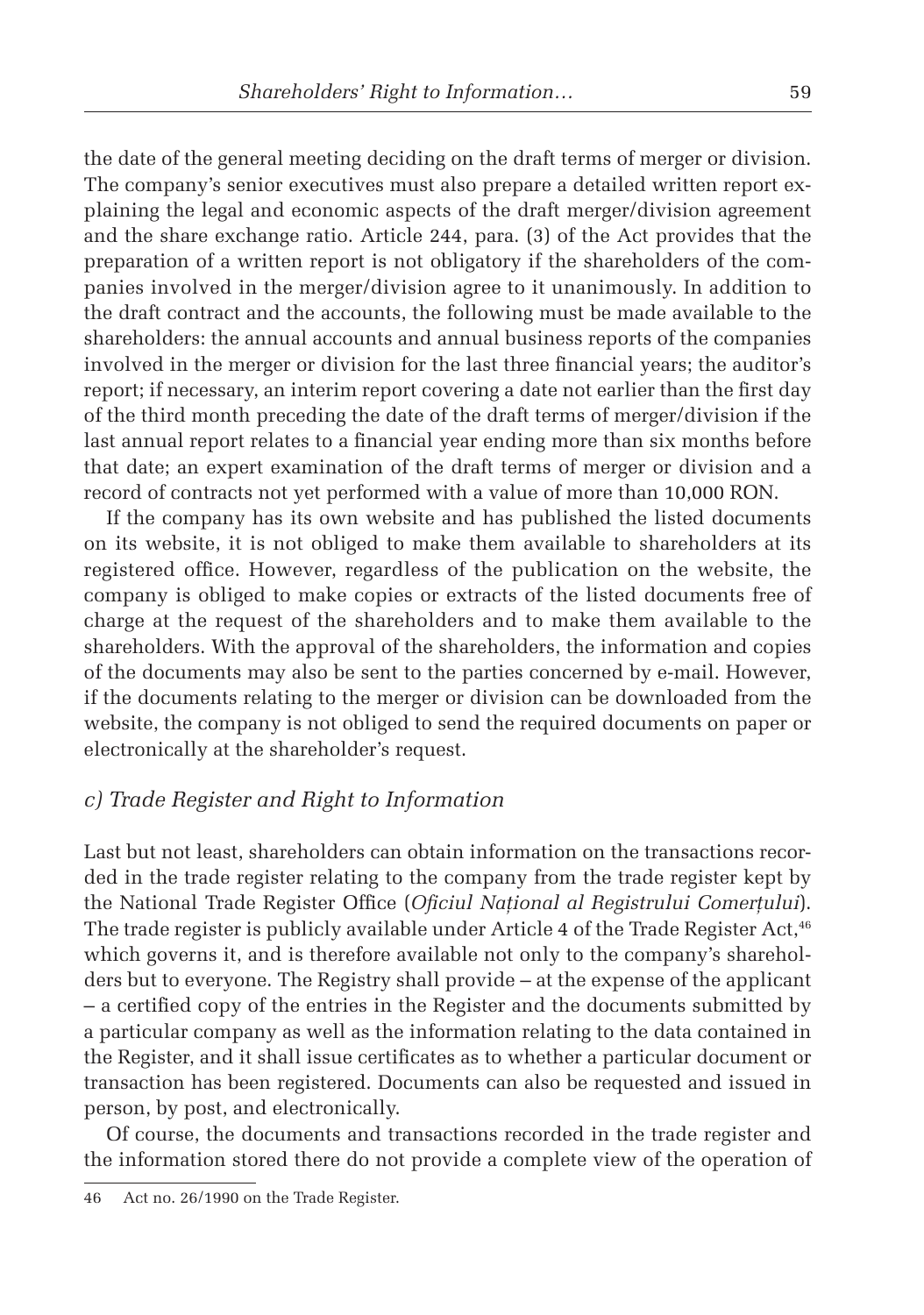the date of the general meeting deciding on the draft terms of merger or division. The company's senior executives must also prepare a detailed written report explaining the legal and economic aspects of the draft merger/division agreement and the share exchange ratio. Article 244, para. (3) of the Act provides that the preparation of a written report is not obligatory if the shareholders of the companies involved in the merger/division agree to it unanimously. In addition to the draft contract and the accounts, the following must be made available to the shareholders: the annual accounts and annual business reports of the companies involved in the merger or division for the last three financial years; the auditor's report; if necessary, an interim report covering a date not earlier than the first day of the third month preceding the date of the draft terms of merger/division if the last annual report relates to a financial year ending more than six months before that date; an expert examination of the draft terms of merger or division and a record of contracts not yet performed with a value of more than 10,000 RON.

If the company has its own website and has published the listed documents on its website, it is not obliged to make them available to shareholders at its registered office. However, regardless of the publication on the website, the company is obliged to make copies or extracts of the listed documents free of charge at the request of the shareholders and to make them available to the shareholders. With the approval of the shareholders, the information and copies of the documents may also be sent to the parties concerned by e-mail. However, if the documents relating to the merger or division can be downloaded from the website, the company is not obliged to send the required documents on paper or electronically at the shareholder's request.

### *c) Trade Register and Right to Information*

Last but not least, shareholders can obtain information on the transactions recorded in the trade register relating to the company from the trade register kept by the National Trade Register Office (*Oficiul Național al Registrului Comerțului*). The trade register is publicly available under Article 4 of the Trade Register Act,[46] which governs it, and is therefore available not only to the company's shareholders but to everyone. The Registry shall provide – at the expense of the applicant – a certified copy of the entries in the Register and the documents submitted by a particular company as well as the information relating to the data contained in the Register, and it shall issue certificates as to whether a particular document or transaction has been registered. Documents can also be requested and issued in person, by post, and electronically.

Of course, the documents and transactions recorded in the trade register and the information stored there do not provide a complete view of the operation of

---

46 Act no. 26/1990 on the Trade Register.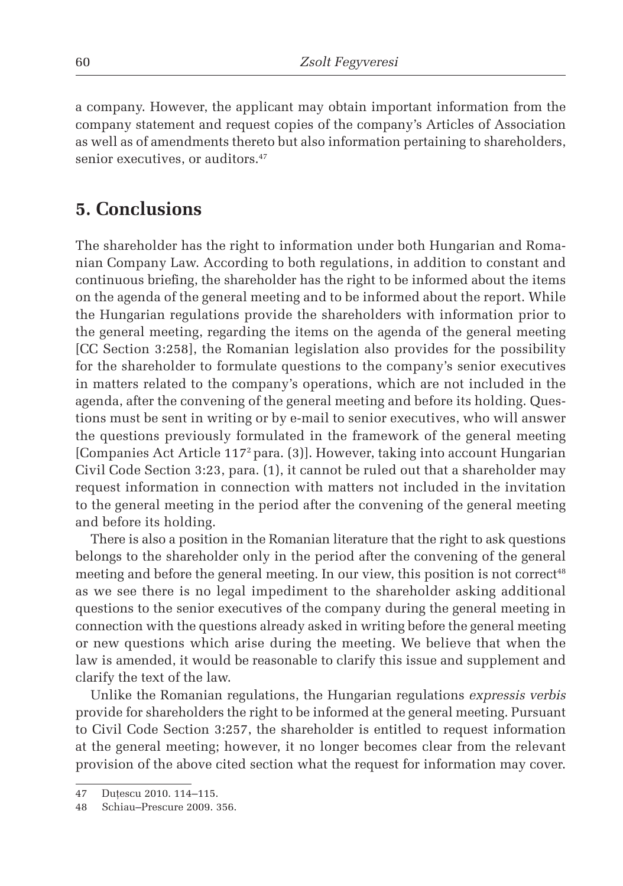a company. However, the applicant may obtain important information from the company statement and request copies of the company's Articles of Association as well as of amendments thereto but also information pertaining to shareholders, senior executives, or auditors.[47]

## 5. Conclusions

The shareholder has the right to information under both Hungarian and Romanian Company Law. According to both regulations, in addition to constant and continuous briefing, the shareholder has the right to be informed about the items on the agenda of the general meeting and to be informed about the report. While the Hungarian regulations provide the shareholders with information prior to the general meeting, regarding the items on the agenda of the general meeting [CC Section 3:258], the Romanian legislation also provides for the possibility for the shareholder to formulate questions to the company's senior executives in matters related to the company's operations, which are not included in the agenda, after the convening of the general meeting and before its holding. Questions must be sent in writing or by e-mail to senior executives, who will answer the questions previously formulated in the framework of the general meeting [Companies Act Article $117^2$ para. (3)]. However, taking into account Hungarian Civil Code Section 3:23, para. (1), it cannot be ruled out that a shareholder may request information in connection with matters not included in the invitation to the general meeting in the period after the convening of the general meeting and before its holding.

There is also a position in the Romanian literature that the right to ask questions belongs to the shareholder only in the period after the convening of the general meeting and before the general meeting. In our view, this position is not correct[48] as we see there is no legal impediment to the shareholder asking additional questions to the senior executives of the company during the general meeting in connection with the questions already asked in writing before the general meeting or new questions which arise during the meeting. We believe that when the law is amended, it would be reasonable to clarify this issue and supplement and clarify the text of the law.

Unlike the Romanian regulations, the Hungarian regulations *expressis verbis* provide for shareholders the right to be informed at the general meeting. Pursuant to Civil Code Section 3:257, the shareholder is entitled to request information at the general meeting; however, it no longer becomes clear from the relevant provision of the above cited section what the request for information may cover.

47 Duțescu 2010. 114–115.

48 Schiau–Prescure 2009. 356.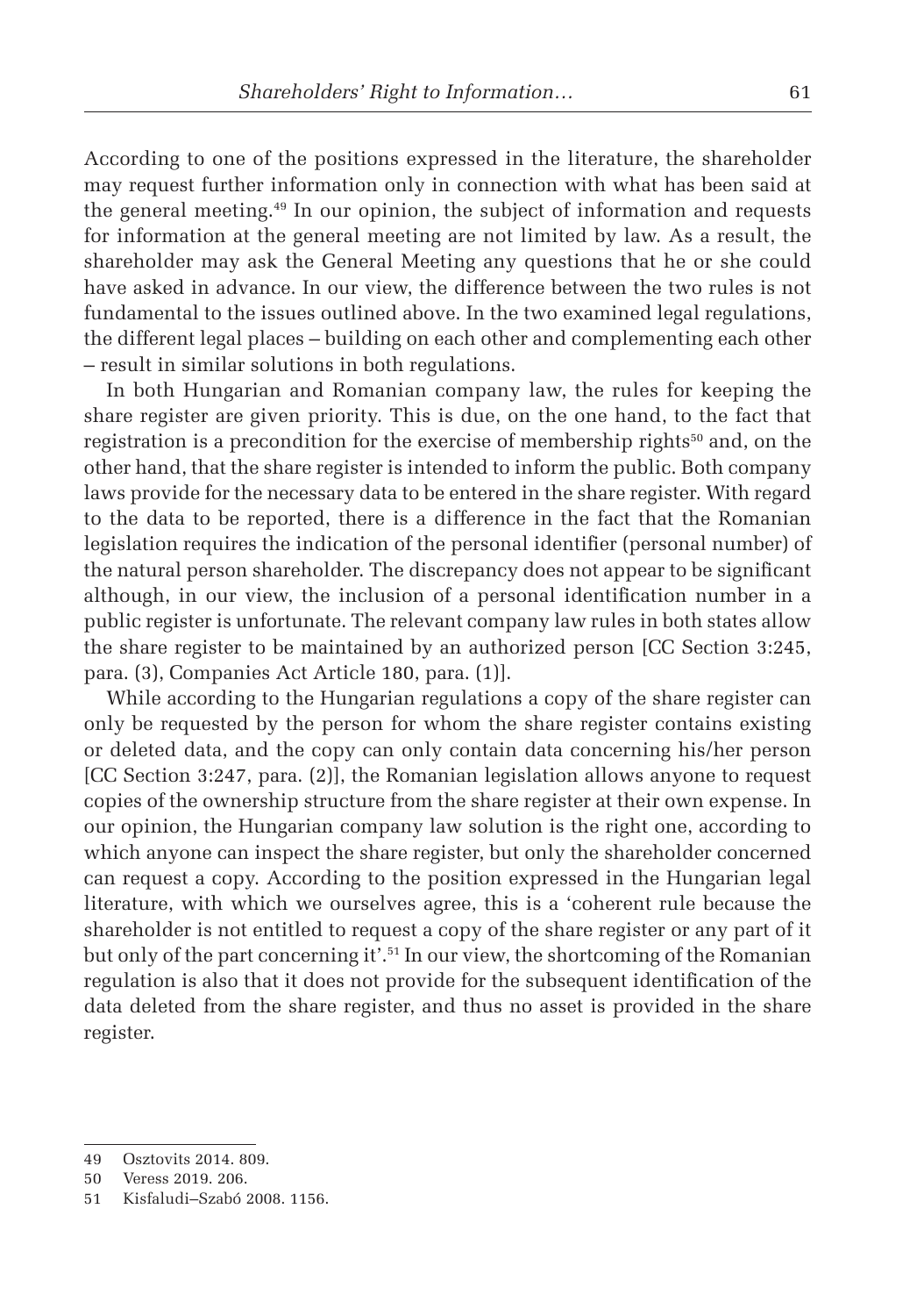According to one of the positions expressed in the literature, the shareholder may request further information only in connection with what has been said at the general meeting.[49] In our opinion, the subject of information and requests for information at the general meeting are not limited by law. As a result, the shareholder may ask the General Meeting any questions that he or she could have asked in advance. In our view, the difference between the two rules is not fundamental to the issues outlined above. In the two examined legal regulations, the different legal places – building on each other and complementing each other – result in similar solutions in both regulations.

In both Hungarian and Romanian company law, the rules for keeping the share register are given priority. This is due, on the one hand, to the fact that registration is a precondition for the exercise of membership rights[50] and, on the other hand, that the share register is intended to inform the public. Both company laws provide for the necessary data to be entered in the share register. With regard to the data to be reported, there is a difference in the fact that the Romanian legislation requires the indication of the personal identifier (personal number) of the natural person shareholder. The discrepancy does not appear to be significant although, in our view, the inclusion of a personal identification number in a public register is unfortunate. The relevant company law rules in both states allow the share register to be maintained by an authorized person [CC Section 3:245, para. (3), Companies Act Article 180, para. (1)].

While according to the Hungarian regulations a copy of the share register can only be requested by the person for whom the share register contains existing or deleted data, and the copy can only contain data concerning his/her person [CC Section 3:247, para. (2)], the Romanian legislation allows anyone to request copies of the ownership structure from the share register at their own expense. In our opinion, the Hungarian company law solution is the right one, according to which anyone can inspect the share register, but only the shareholder concerned can request a copy. According to the position expressed in the Hungarian legal literature, with which we ourselves agree, this is a 'coherent rule because the shareholder is not entitled to request a copy of the share register or any part of it but only of the part concerning it'.[51] In our view, the shortcoming of the Romanian regulation is also that it does not provide for the subsequent identification of the data deleted from the share register, and thus no asset is provided in the share register.

---

49 Osztovits 2014. 809.

50 Veress 2019. 206.

51 Kisfaludi–Szabó 2008. 1156.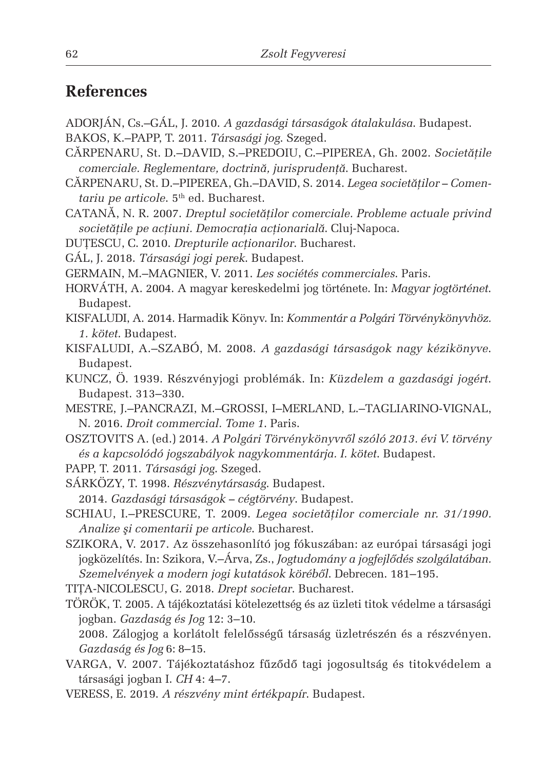## References

ADORJÁN, Cs.–GÁL, J. 2010. *A gazdasági társaságok átalakulása*. Budapest.

BAKOS, K.–PAPP, T. 2011. *Társasági jog*. Szeged.

CĂRPENARU, St. D.–DAVID, S.–PREDOIU, C.–PIPEREA, Gh. 2002. *Societățile comerciale. Reglementare, doctrină, jurisprudență*. Bucharest.

CĂRPENARU, St. D.–PIPEREA, Gh.–DAVID, S. 2014. *Legea societăților – Comentariu pe articole*. 5th ed. Bucharest.

CATANĂ, N. R. 2007. *Dreptul societăților comerciale. Probleme actuale privind societățile pe acțiuni. Democrația acționarială*. Cluj-Napoca.

DUȚESCU, C. 2010. *Drepturile acționarilor*. Bucharest.

GÁL, J. 2018. *Társasági jogi perek*. Budapest.

GERMAIN, M.–MAGNIER, V. 2011. *Les sociétés commerciales*. Paris.

HORVÁTH, A. 2004. A magyar kereskedelmi jog története. In: *Magyar jogtörténet*. Budapest.

KISFALUDI, A. 2014. Harmadik Könyv. In: *Kommentár a Polgári Törvénykönyvhöz. 1. kötet*. Budapest.

KISFALUDI, A.–SZABÓ, M. 2008. *A gazdasági társaságok nagy kézikönyve*. Budapest.

KUNCZ, Ö. 1939. Részvényjogi problémák. In: *Küzdelem a gazdasági jogért*. Budapest. 313–330.

MESTRE, J.–PANCRAZI, M.–GROSSI, I–MERLAND, L.–TAGLIARINO-VIGNAL, N. 2016. *Droit commercial. Tome 1*. Paris.

OSZTOVITS A. (ed.) 2014. *A Polgári Törvénykönyvről szóló 2013. évi V. törvény és a kapcsolódó jogszabályok nagykommentárja. I. kötet*. Budapest.

PAPP, T. 2011. *Társasági jog*. Szeged.

SÁRKÖZY, T. 1998. *Részvénytársaság*. Budapest.

2014. *Gazdasági társaságok – cégtörvény*. Budapest.

SCHIAU, I.–PRESCURE, T. 2009. *Legea societăților comerciale nr. 31/1990. Analize şi comentarii pe articole*. Bucharest.

SZIKORA, V. 2017. Az összehasonlító jog fókuszában: az európai társasági jogi jogközelítés. In: Szikora, V.–Árva, Zs., *Jogtudomány a jogfejlődés szolgálatában. Szemelvények a modern jogi kutatások köréből*. Debrecen. 181–195.

TIȚA-NICOLESCU, G. 2018. *Drept societar*. Bucharest.

TÖRÖK, T. 2005. A tájékoztatási kötelezettség és az üzleti titok védelme a társasági jogban. *Gazdaság és Jog* 12: 3–10.

2008. Zálogjog a korlátolt felelősségű társaság üzletrészén és a részvényen. *Gazdaság és Jog* 6: 8–15.

VARGA, V. 2007. Tájékoztatáshoz fűződő tagi jogosultság és titokvédelem a társasági jogban I. *CH* 4: 4–7.

VERESS, E. 2019. *A részvény mint értékpapír*. Budapest.